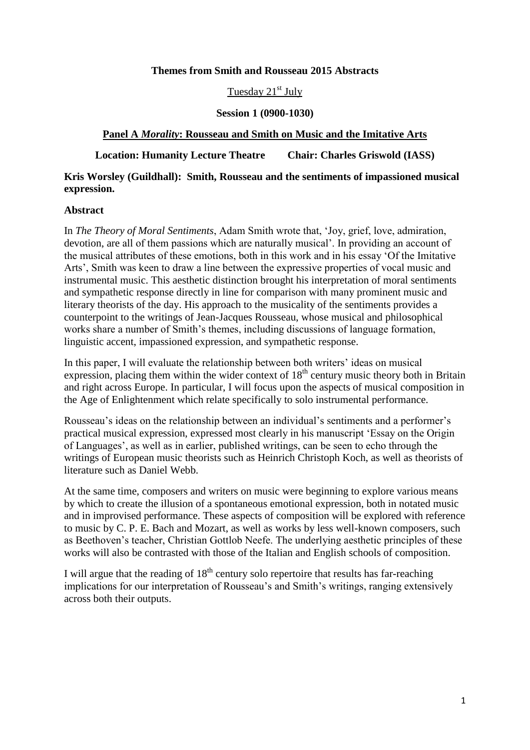# Themes from Smith and Rousseau 2015 Abstracts

Tuesday 21st July

**Session 1 (0900-1030)**

## Panel A *Morality*: Rousseau and Smith on Music and the Imitative Arts

**Location: Humanity Lecture Theatre    Chair: Charles Griswold (IASS)**

**Kris Worsley (Guildhall): Smith, Rousseau and the sentiments of impassioned musical expression.**

**Abstract**

In *The Theory of Moral Sentiments*, Adam Smith wrote that, 'Joy, grief, love, admiration, devotion, are all of them passions which are naturally musical'. In providing an account of the musical attributes of these emotions, both in this work and in his essay 'Of the Imitative Arts', Smith was keen to draw a line between the expressive properties of vocal music and instrumental music. This aesthetic distinction brought his interpretation of moral sentiments and sympathetic response directly in line for comparison with many prominent music and literary theorists of the day. His approach to the musicality of the sentiments provides a counterpoint to the writings of Jean-Jacques Rousseau, whose musical and philosophical works share a number of Smith's themes, including discussions of language formation, linguistic accent, impassioned expression, and sympathetic response.

In this paper, I will evaluate the relationship between both writers' ideas on musical expression, placing them within the wider context of 18th century music theory both in Britain and right across Europe. In particular, I will focus upon the aspects of musical composition in the Age of Enlightenment which relate specifically to solo instrumental performance.

Rousseau's ideas on the relationship between an individual's sentiments and a performer's practical musical expression, expressed most clearly in his manuscript 'Essay on the Origin of Languages', as well as in earlier, published writings, can be seen to echo through the writings of European music theorists such as Heinrich Christoph Koch, as well as theorists of literature such as Daniel Webb.

At the same time, composers and writers on music were beginning to explore various means by which to create the illusion of a spontaneous emotional expression, both in notated music and in improvised performance. These aspects of composition will be explored with reference to music by C. P. E. Bach and Mozart, as well as works by less well-known composers, such as Beethoven's teacher, Christian Gottlob Neefe. The underlying aesthetic principles of these works will also be contrasted with those of the Italian and English schools of composition.

I will argue that the reading of 18th century solo repertoire that results has far-reaching implications for our interpretation of Rousseau's and Smith's writings, ranging extensively across both their outputs.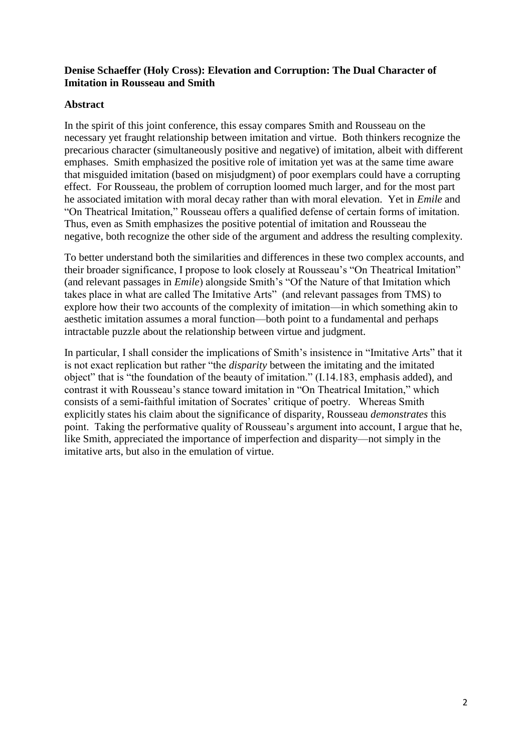**Denise Schaeffer (Holy Cross): Elevation and Corruption: The Dual Character of Imitation in Rousseau and Smith**

## Abstract

In the spirit of this joint conference, this essay compares Smith and Rousseau on the necessary yet fraught relationship between imitation and virtue. Both thinkers recognize the precarious character (simultaneously positive and negative) of imitation, albeit with different emphases. Smith emphasized the positive role of imitation yet was at the same time aware that misguided imitation (based on misjudgment) of poor exemplars could have a corrupting effect. For Rousseau, the problem of corruption loomed much larger, and for the most part he associated imitation with moral decay rather than with moral elevation. Yet in *Emile* and "On Theatrical Imitation," Rousseau offers a qualified defense of certain forms of imitation. Thus, even as Smith emphasizes the positive potential of imitation and Rousseau the negative, both recognize the other side of the argument and address the resulting complexity.

To better understand both the similarities and differences in these two complex accounts, and their broader significance, I propose to look closely at Rousseau's "On Theatrical Imitation" (and relevant passages in *Emile*) alongside Smith's "Of the Nature of that Imitation which takes place in what are called The Imitative Arts" (and relevant passages from TMS) to explore how their two accounts of the complexity of imitation—in which something akin to aesthetic imitation assumes a moral function—both point to a fundamental and perhaps intractable puzzle about the relationship between virtue and judgment.

In particular, I shall consider the implications of Smith's insistence in "Imitative Arts" that it is not exact replication but rather "the *disparity* between the imitating and the imitated object" that is "the foundation of the beauty of imitation." (I.14.183, emphasis added), and contrast it with Rousseau's stance toward imitation in "On Theatrical Imitation," which consists of a semi-faithful imitation of Socrates' critique of poetry. Whereas Smith explicitly states his claim about the significance of disparity, Rousseau *demonstrates* this point. Taking the performative quality of Rousseau's argument into account, I argue that he, like Smith, appreciated the importance of imperfection and disparity—not simply in the imitative arts, but also in the emulation of virtue.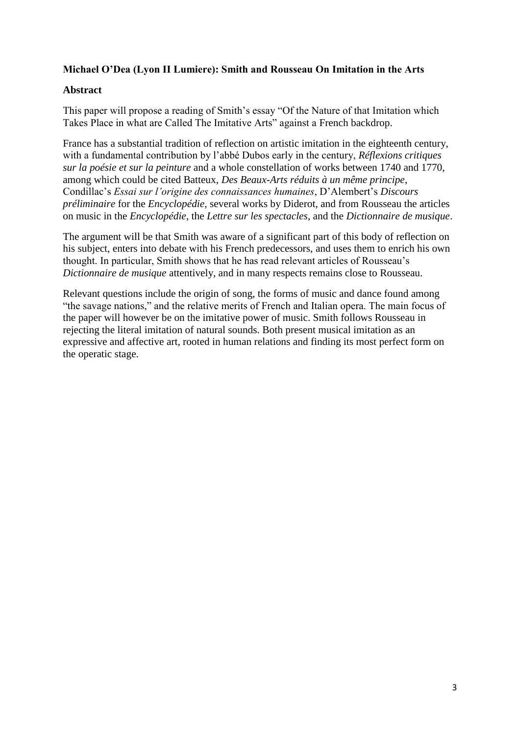**Michael O'Dea (Lyon II Lumiere): Smith and Rousseau On Imitation in the Arts**

**Abstract**

This paper will propose a reading of Smith's essay "Of the Nature of that Imitation which Takes Place in what are Called The Imitative Arts" against a French backdrop.

France has a substantial tradition of reflection on artistic imitation in the eighteenth century, with a fundamental contribution by l'abbé Dubos early in the century, *Réflexions critiques sur la poésie et sur la peinture* and a whole constellation of works between 1740 and 1770, among which could be cited Batteux, *Des Beaux-Arts réduits à un même principe*, Condillac's *Essai sur l'origine des connaissances humaines*, D'Alembert's *Discours préliminaire* for the *Encyclopédie*, several works by Diderot, and from Rousseau the articles on music in the *Encyclopédie*, the *Lettre sur les spectacles*, and the *Dictionnaire de musique*.

The argument will be that Smith was aware of a significant part of this body of reflection on his subject, enters into debate with his French predecessors, and uses them to enrich his own thought. In particular, Smith shows that he has read relevant articles of Rousseau's *Dictionnaire de musique* attentively, and in many respects remains close to Rousseau.

Relevant questions include the origin of song, the forms of music and dance found among "the savage nations," and the relative merits of French and Italian opera. The main focus of the paper will however be on the imitative power of music. Smith follows Rousseau in rejecting the literal imitation of natural sounds. Both present musical imitation as an expressive and affective art, rooted in human relations and finding its most perfect form on the operatic stage.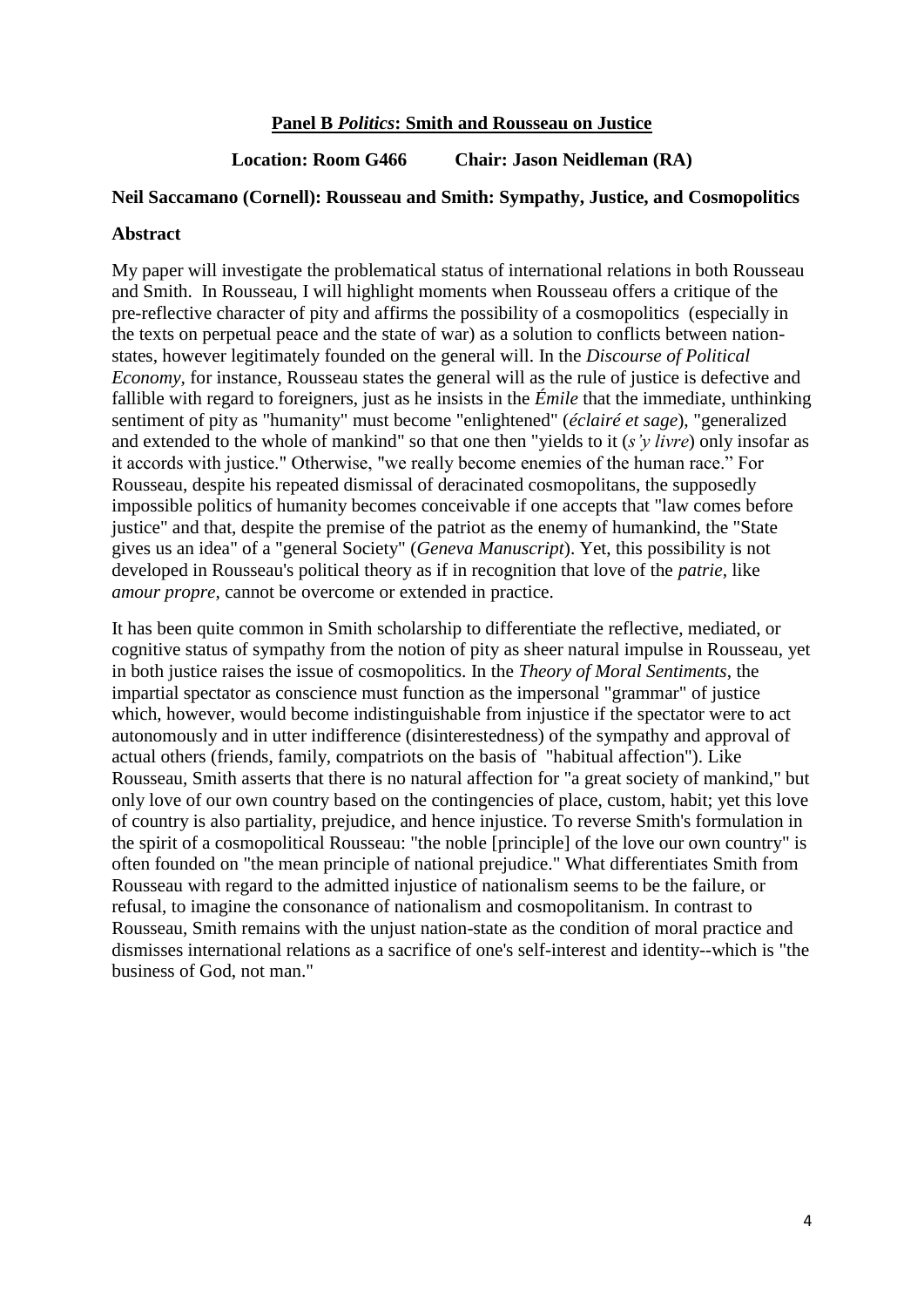## Panel B *Politics*: Smith and Rousseau on Justice

**Location: Room G466 Chair: Jason Neidleman (RA)**

**Neil Saccamano (Cornell): Rousseau and Smith: Sympathy, Justice, and Cosmopolitics**

**Abstract**

My paper will investigate the problematical status of international relations in both Rousseau and Smith. In Rousseau, I will highlight moments when Rousseau offers a critique of the pre-reflective character of pity and affirms the possibility of a cosmopolitics (especially in the texts on perpetual peace and the state of war) as a solution to conflicts between nation-states, however legitimately founded on the general will. In the *Discourse of Political Economy*, for instance, Rousseau states the general will as the rule of justice is defective and fallible with regard to foreigners, just as he insists in the *Émile* that the immediate, unthinking sentiment of pity as "humanity" must become "enlightened" (*éclairé et sage*), "generalized and extended to the whole of mankind" so that one then "yields to it (*s'y livre*) only insofar as it accords with justice." Otherwise, "we really become enemies of the human race." For Rousseau, despite his repeated dismissal of deracinated cosmopolitans, the supposedly impossible politics of humanity becomes conceivable if one accepts that "law comes before justice" and that, despite the premise of the patriot as the enemy of humankind, the "State gives us an idea" of a "general Society" (*Geneva Manuscript*). Yet, this possibility is not developed in Rousseau's political theory as if in recognition that love of the *patrie*, like *amour propre*, cannot be overcome or extended in practice.

It has been quite common in Smith scholarship to differentiate the reflective, mediated, or cognitive status of sympathy from the notion of pity as sheer natural impulse in Rousseau, yet in both justice raises the issue of cosmopolitics. In the *Theory of Moral Sentiments*, the impartial spectator as conscience must function as the impersonal "grammar" of justice which, however, would become indistinguishable from injustice if the spectator were to act autonomously and in utter indifference (disinterestedness) of the sympathy and approval of actual others (friends, family, compatriots on the basis of "habitual affection"). Like Rousseau, Smith asserts that there is no natural affection for "a great society of mankind," but only love of our own country based on the contingencies of place, custom, habit; yet this love of country is also partiality, prejudice, and hence injustice. To reverse Smith's formulation in the spirit of a cosmopolitical Rousseau: "the noble [principle] of the love our own country" is often founded on "the mean principle of national prejudice." What differentiates Smith from Rousseau with regard to the admitted injustice of nationalism seems to be the failure, or refusal, to imagine the consonance of nationalism and cosmopolitanism. In contrast to Rousseau, Smith remains with the unjust nation-state as the condition of moral practice and dismisses international relations as a sacrifice of one's self-interest and identity--which is "the business of God, not man."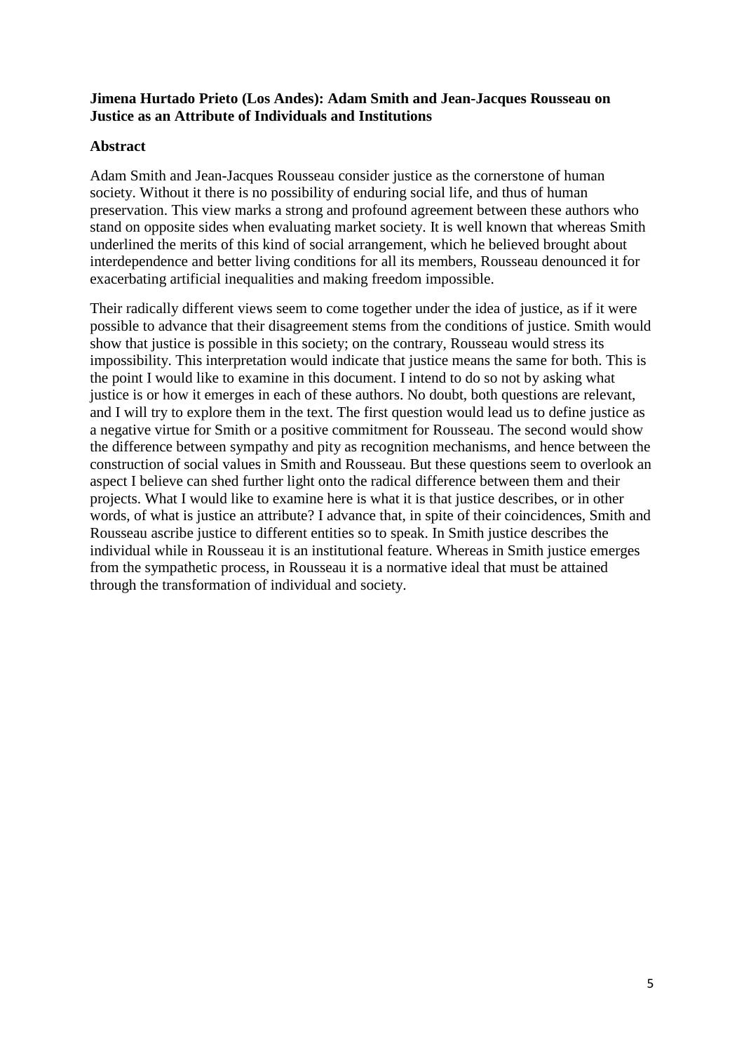**Jimena Hurtado Prieto (Los Andes): Adam Smith and Jean-Jacques Rousseau on Justice as an Attribute of Individuals and Institutions**

**Abstract**

Adam Smith and Jean-Jacques Rousseau consider justice as the cornerstone of human society. Without it there is no possibility of enduring social life, and thus of human preservation. This view marks a strong and profound agreement between these authors who stand on opposite sides when evaluating market society. It is well known that whereas Smith underlined the merits of this kind of social arrangement, which he believed brought about interdependence and better living conditions for all its members, Rousseau denounced it for exacerbating artificial inequalities and making freedom impossible.

Their radically different views seem to come together under the idea of justice, as if it were possible to advance that their disagreement stems from the conditions of justice. Smith would show that justice is possible in this society; on the contrary, Rousseau would stress its impossibility. This interpretation would indicate that justice means the same for both. This is the point I would like to examine in this document. I intend to do so not by asking what justice is or how it emerges in each of these authors. No doubt, both questions are relevant, and I will try to explore them in the text. The first question would lead us to define justice as a negative virtue for Smith or a positive commitment for Rousseau. The second would show the difference between sympathy and pity as recognition mechanisms, and hence between the construction of social values in Smith and Rousseau. But these questions seem to overlook an aspect I believe can shed further light onto the radical difference between them and their projects. What I would like to examine here is what it is that justice describes, or in other words, of what is justice an attribute? I advance that, in spite of their coincidences, Smith and Rousseau ascribe justice to different entities so to speak. In Smith justice describes the individual while in Rousseau it is an institutional feature. Whereas in Smith justice emerges from the sympathetic process, in Rousseau it is a normative ideal that must be attained through the transformation of individual and society.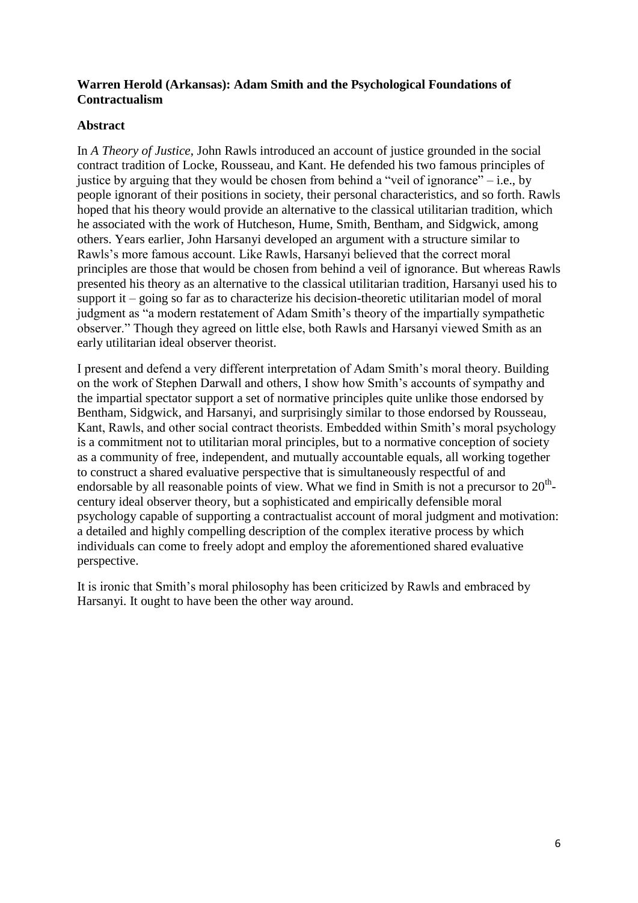**Warren Herold (Arkansas): Adam Smith and the Psychological Foundations of Contractualism**

**Abstract**

In *A Theory of Justice*, John Rawls introduced an account of justice grounded in the social contract tradition of Locke, Rousseau, and Kant. He defended his two famous principles of justice by arguing that they would be chosen from behind a "veil of ignorance" – i.e., by people ignorant of their positions in society, their personal characteristics, and so forth. Rawls hoped that his theory would provide an alternative to the classical utilitarian tradition, which he associated with the work of Hutcheson, Hume, Smith, Bentham, and Sidgwick, among others. Years earlier, John Harsanyi developed an argument with a structure similar to Rawls's more famous account. Like Rawls, Harsanyi believed that the correct moral principles are those that would be chosen from behind a veil of ignorance. But whereas Rawls presented his theory as an alternative to the classical utilitarian tradition, Harsanyi used his to support it – going so far as to characterize his decision-theoretic utilitarian model of moral judgment as "a modern restatement of Adam Smith's theory of the impartially sympathetic observer." Though they agreed on little else, both Rawls and Harsanyi viewed Smith as an early utilitarian ideal observer theorist.

I present and defend a very different interpretation of Adam Smith's moral theory. Building on the work of Stephen Darwall and others, I show how Smith's accounts of sympathy and the impartial spectator support a set of normative principles quite unlike those endorsed by Bentham, Sidgwick, and Harsanyi, and surprisingly similar to those endorsed by Rousseau, Kant, Rawls, and other social contract theorists. Embedded within Smith's moral psychology is a commitment not to utilitarian moral principles, but to a normative conception of society as a community of free, independent, and mutually accountable equals, all working together to construct a shared evaluative perspective that is simultaneously respectful of and endorsable by all reasonable points of view. What we find in Smith is not a precursor to 20th-century ideal observer theory, but a sophisticated and empirically defensible moral psychology capable of supporting a contractualist account of moral judgment and motivation: a detailed and highly compelling description of the complex iterative process by which individuals can come to freely adopt and employ the aforementioned shared evaluative perspective.

It is ironic that Smith's moral philosophy has been criticized by Rawls and embraced by Harsanyi. It ought to have been the other way around.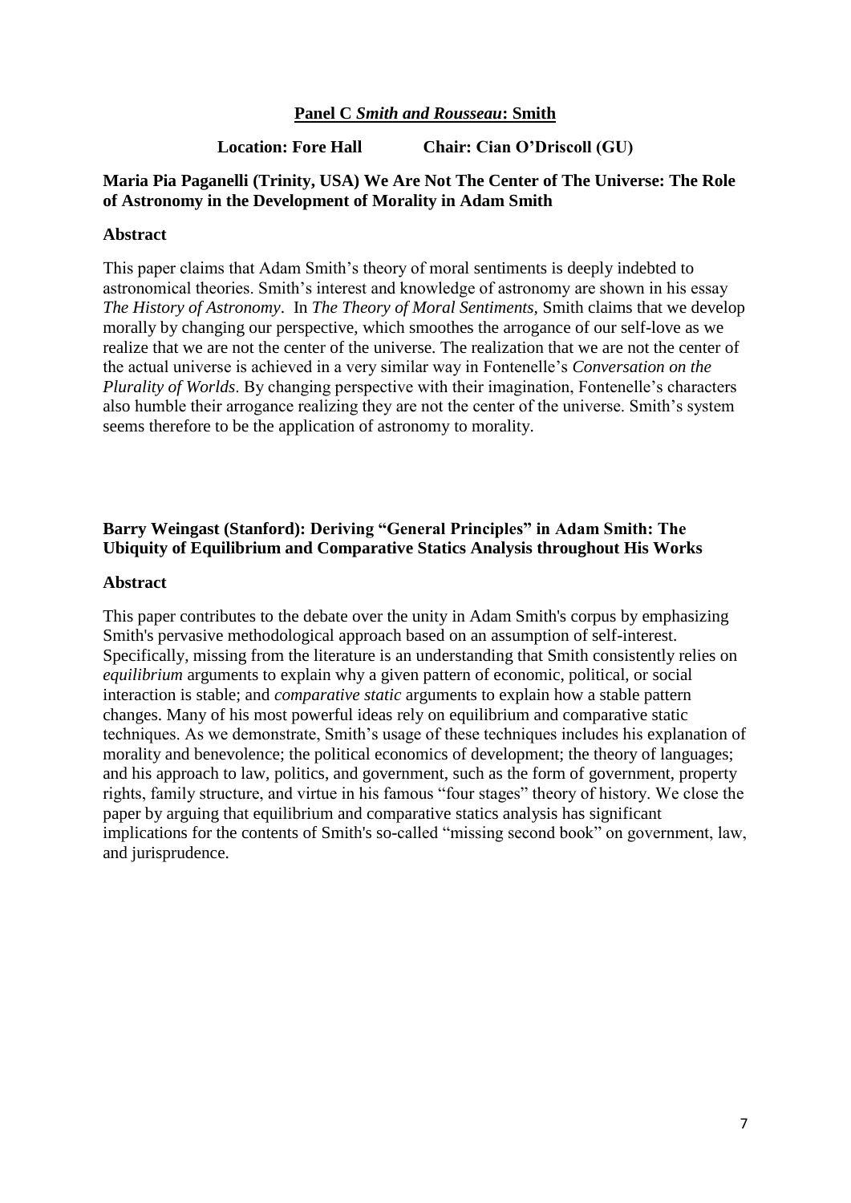## Panel C *Smith and Rousseau*: Smith

**Location: Fore Hall Chair: Cian O'Driscoll (GU)**

### Maria Pia Paganelli (Trinity, USA) We Are Not The Center of The Universe: The Role of Astronomy in the Development of Morality in Adam Smith

**Abstract**

This paper claims that Adam Smith's theory of moral sentiments is deeply indebted to astronomical theories. Smith's interest and knowledge of astronomy are shown in his essay *The History of Astronomy*. In *The Theory of Moral Sentiments,* Smith claims that we develop morally by changing our perspective, which smoothes the arrogance of our self-love as we realize that we are not the center of the universe. The realization that we are not the center of the actual universe is achieved in a very similar way in Fontenelle's *Conversation on the Plurality of Worlds*. By changing perspective with their imagination, Fontenelle's characters also humble their arrogance realizing they are not the center of the universe. Smith's system seems therefore to be the application of astronomy to morality.

### Barry Weingast (Stanford): Deriving "General Principles" in Adam Smith: The Ubiquity of Equilibrium and Comparative Statics Analysis throughout His Works

**Abstract**

This paper contributes to the debate over the unity in Adam Smith's corpus by emphasizing Smith's pervasive methodological approach based on an assumption of self-interest. Specifically, missing from the literature is an understanding that Smith consistently relies on *equilibrium* arguments to explain why a given pattern of economic, political, or social interaction is stable; and *comparative static* arguments to explain how a stable pattern changes. Many of his most powerful ideas rely on equilibrium and comparative static techniques. As we demonstrate, Smith's usage of these techniques includes his explanation of morality and benevolence; the political economics of development; the theory of languages; and his approach to law, politics, and government, such as the form of government, property rights, family structure, and virtue in his famous "four stages" theory of history. We close the paper by arguing that equilibrium and comparative statics analysis has significant implications for the contents of Smith's so-called "missing second book" on government, law, and jurisprudence.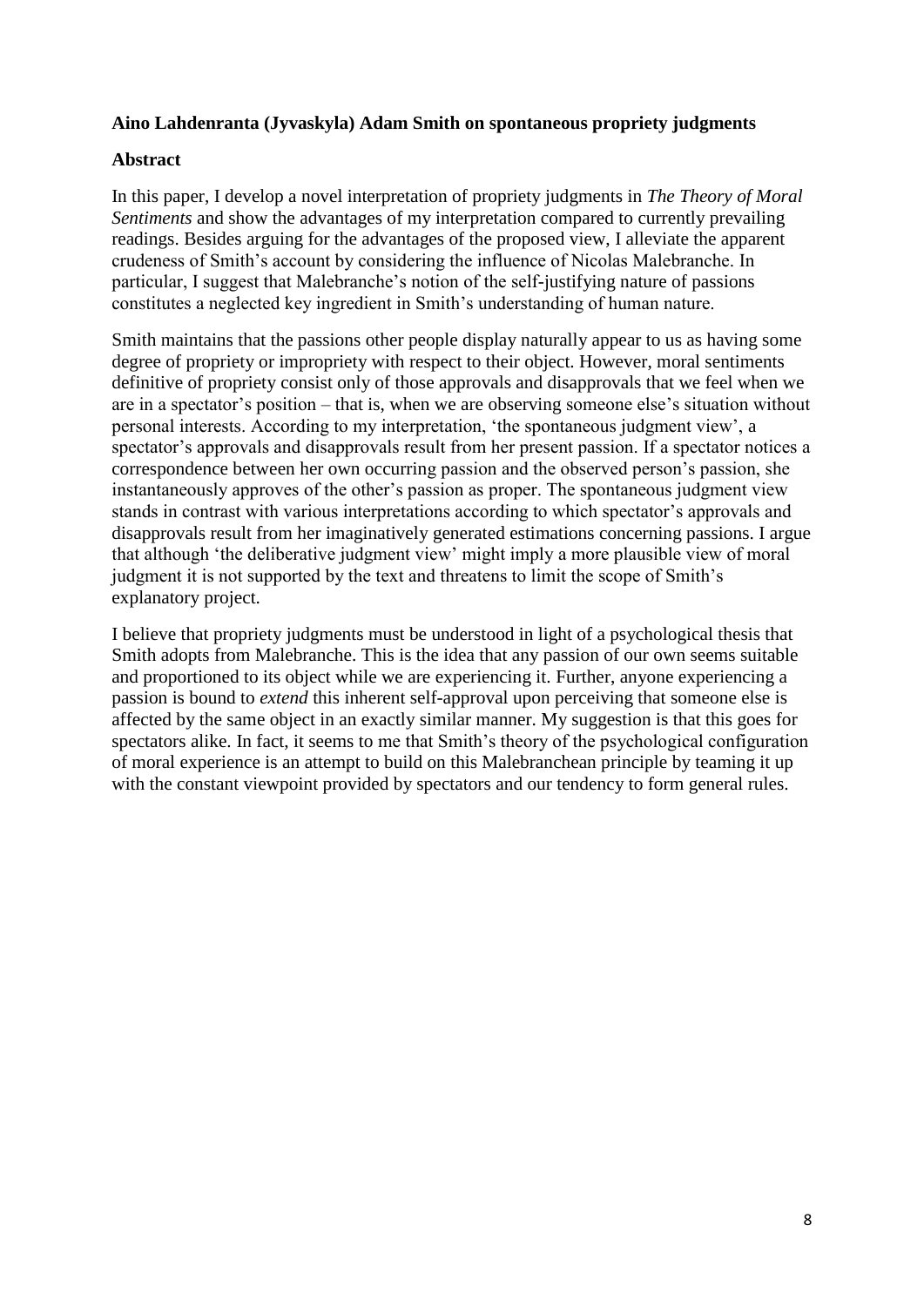**Aino Lahdenranta (Jyvaskyla) Adam Smith on spontaneous propriety judgments**

**Abstract**

In this paper, I develop a novel interpretation of propriety judgments in *The Theory of Moral Sentiments* and show the advantages of my interpretation compared to currently prevailing readings. Besides arguing for the advantages of the proposed view, I alleviate the apparent crudeness of Smith's account by considering the influence of Nicolas Malebranche. In particular, I suggest that Malebranche's notion of the self-justifying nature of passions constitutes a neglected key ingredient in Smith's understanding of human nature.

Smith maintains that the passions other people display naturally appear to us as having some degree of propriety or impropriety with respect to their object. However, moral sentiments definitive of propriety consist only of those approvals and disapprovals that we feel when we are in a spectator's position – that is, when we are observing someone else's situation without personal interests. According to my interpretation, 'the spontaneous judgment view', a spectator's approvals and disapprovals result from her present passion. If a spectator notices a correspondence between her own occurring passion and the observed person's passion, she instantaneously approves of the other's passion as proper. The spontaneous judgment view stands in contrast with various interpretations according to which spectator's approvals and disapprovals result from her imaginatively generated estimations concerning passions. I argue that although 'the deliberative judgment view' might imply a more plausible view of moral judgment it is not supported by the text and threatens to limit the scope of Smith's explanatory project.

I believe that propriety judgments must be understood in light of a psychological thesis that Smith adopts from Malebranche. This is the idea that any passion of our own seems suitable and proportioned to its object while we are experiencing it. Further, anyone experiencing a passion is bound to *extend* this inherent self-approval upon perceiving that someone else is affected by the same object in an exactly similar manner. My suggestion is that this goes for spectators alike. In fact, it seems to me that Smith's theory of the psychological configuration of moral experience is an attempt to build on this Malebranchean principle by teaming it up with the constant viewpoint provided by spectators and our tendency to form general rules.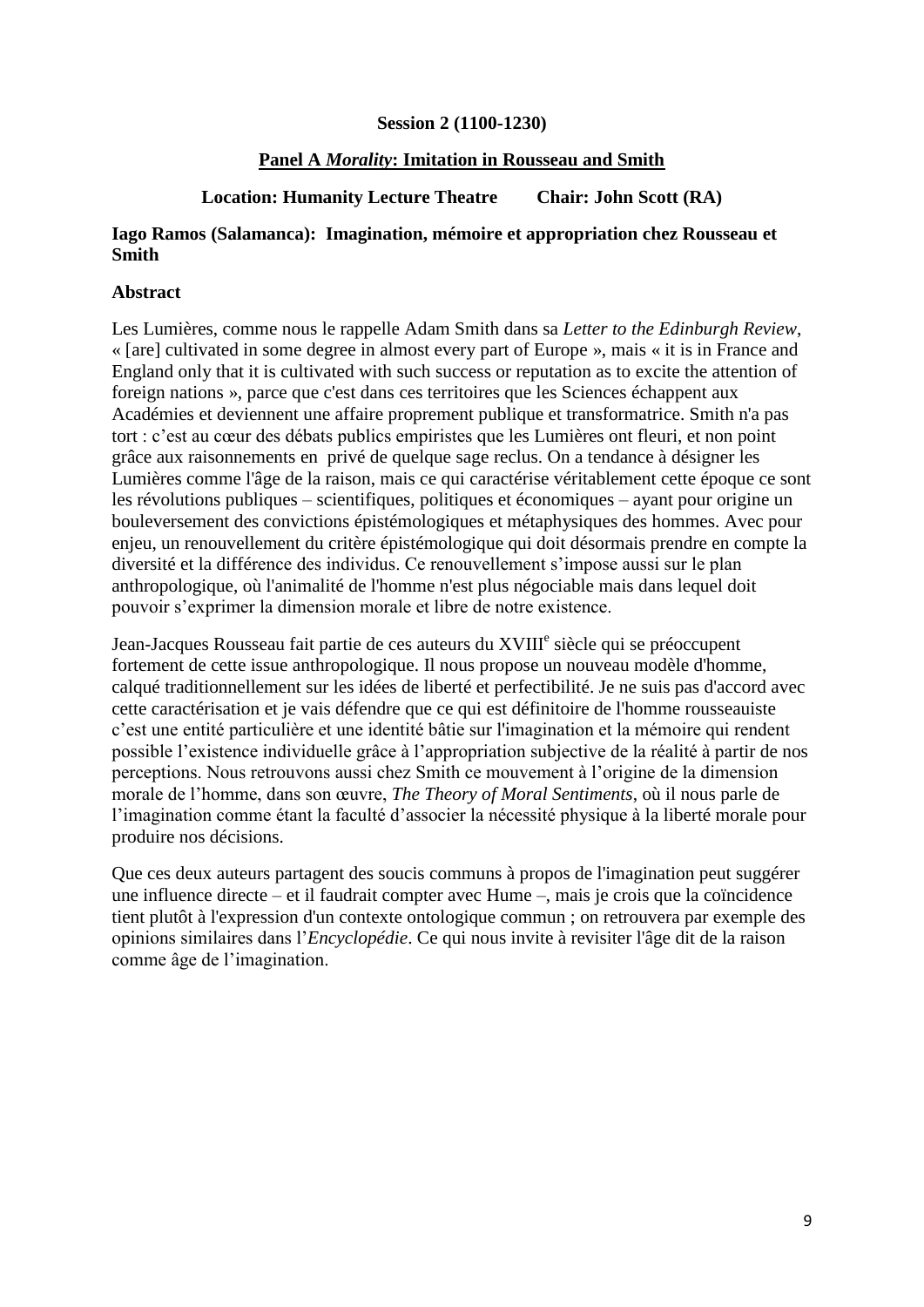**Session 2 (1100-1230)**

**Panel A *Morality*: Imitation in Rousseau and Smith**

**Location: Humanity Lecture Theatre Chair: John Scott (RA)**

**Iago Ramos (Salamanca): Imagination, mémoire et appropriation chez Rousseau et Smith**

**Abstract**

Les Lumières, comme nous le rappelle Adam Smith dans sa *Letter to the Edinburgh Review*, « [are] cultivated in some degree in almost every part of Europe », mais « it is in France and England only that it is cultivated with such success or reputation as to excite the attention of foreign nations », parce que c'est dans ces territoires que les Sciences échappent aux Académies et deviennent une affaire proprement publique et transformatrice. Smith n'a pas tort : c'est au cœur des débats publics empiristes que les Lumières ont fleuri, et non point grâce aux raisonnements en privé de quelque sage reclus. On a tendance à désigner les Lumières comme l'âge de la raison, mais ce qui caractérise véritablement cette époque ce sont les révolutions publiques – scientifiques, politiques et économiques – ayant pour origine un bouleversement des convictions épistémologiques et métaphysiques des hommes. Avec pour enjeu, un renouvellement du critère épistémologique qui doit désormais prendre en compte la diversité et la différence des individus. Ce renouvellement s'impose aussi sur le plan anthropologique, où l'animalité de l'homme n'est plus négociable mais dans lequel doit pouvoir s'exprimer la dimension morale et libre de notre existence.

Jean-Jacques Rousseau fait partie de ces auteurs du XVIII[e] siècle qui se préoccupent fortement de cette issue anthropologique. Il nous propose un nouveau modèle d'homme, calqué traditionnellement sur les idées de liberté et perfectibilité. Je ne suis pas d'accord avec cette caractérisation et je vais défendre que ce qui est définitoire de l'homme rousseauiste c'est une entité particulière et une identité bâtie sur l'imagination et la mémoire qui rendent possible l'existence individuelle grâce à l'appropriation subjective de la réalité à partir de nos perceptions. Nous retrouvons aussi chez Smith ce mouvement à l'origine de la dimension morale de l'homme, dans son œuvre, *The Theory of Moral Sentiments*, où il nous parle de l'imagination comme étant la faculté d'associer la nécessité physique à la liberté morale pour produire nos décisions.

Que ces deux auteurs partagent des soucis communs à propos de l'imagination peut suggérer une influence directe – et il faudrait compter avec Hume –, mais je crois que la coïncidence tient plutôt à l'expression d'un contexte ontologique commun ; on retrouvera par exemple des opinions similaires dans l'*Encyclopédie*. Ce qui nous invite à revisiter l'âge dit de la raison comme âge de l'imagination.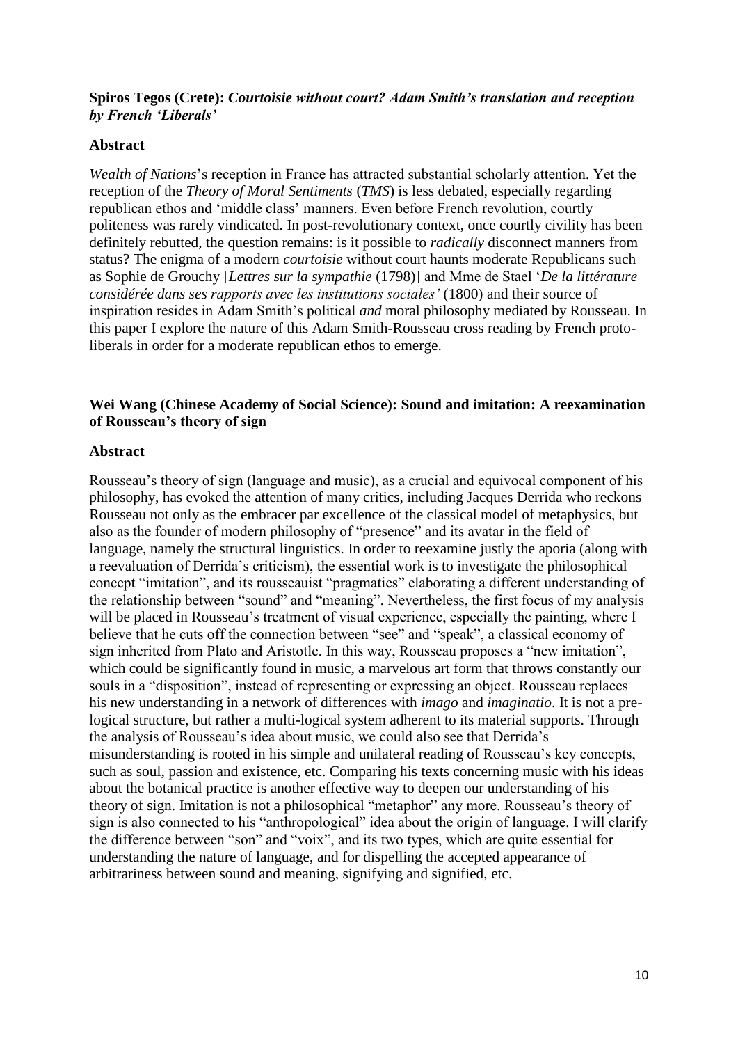**Spiros Tegos (Crete):** ***Courtoisie without court? Adam Smith's translation and reception by French 'Liberals'***

**Abstract**

*Wealth of Nations*'s reception in France has attracted substantial scholarly attention. Yet the reception of the *Theory of Moral Sentiments* (*TMS*) is less debated, especially regarding republican ethos and 'middle class' manners. Even before French revolution, courtly politeness was rarely vindicated. In post-revolutionary context, once courtly civility has been definitely rebutted, the question remains: is it possible to *radically* disconnect manners from status? The enigma of a modern *courtoisie* without court haunts moderate Republicans such as Sophie de Grouchy [*Lettres sur la sympathie* (1798)] and Mme de Stael '*De la littérature considérée dans ses rapports avec les institutions sociales'* (1800) and their source of inspiration resides in Adam Smith's political *and* moral philosophy mediated by Rousseau. In this paper I explore the nature of this Adam Smith-Rousseau cross reading by French proto-liberals in order for a moderate republican ethos to emerge.

**Wei Wang (Chinese Academy of Social Science): Sound and imitation: A reexamination of Rousseau's theory of sign**

**Abstract**

Rousseau's theory of sign (language and music), as a crucial and equivocal component of his philosophy, has evoked the attention of many critics, including Jacques Derrida who reckons Rousseau not only as the embracer par excellence of the classical model of metaphysics, but also as the founder of modern philosophy of "presence" and its avatar in the field of language, namely the structural linguistics. In order to reexamine justly the aporia (along with a reevaluation of Derrida's criticism), the essential work is to investigate the philosophical concept "imitation", and its rousseauist "pragmatics" elaborating a different understanding of the relationship between "sound" and "meaning". Nevertheless, the first focus of my analysis will be placed in Rousseau's treatment of visual experience, especially the painting, where I believe that he cuts off the connection between "see" and "speak", a classical economy of sign inherited from Plato and Aristotle. In this way, Rousseau proposes a "new imitation", which could be significantly found in music, a marvelous art form that throws constantly our souls in a "disposition", instead of representing or expressing an object. Rousseau replaces his new understanding in a network of differences with *imago* and *imaginatio*. It is not a pre-logical structure, but rather a multi-logical system adherent to its material supports. Through the analysis of Rousseau's idea about music, we could also see that Derrida's misunderstanding is rooted in his simple and unilateral reading of Rousseau's key concepts, such as soul, passion and existence, etc. Comparing his texts concerning music with his ideas about the botanical practice is another effective way to deepen our understanding of his theory of sign. Imitation is not a philosophical "metaphor" any more. Rousseau's theory of sign is also connected to his "anthropological" idea about the origin of language. I will clarify the difference between "son" and "voix", and its two types, which are quite essential for understanding the nature of language, and for dispelling the accepted appearance of arbitrariness between sound and meaning, signifying and signified, etc.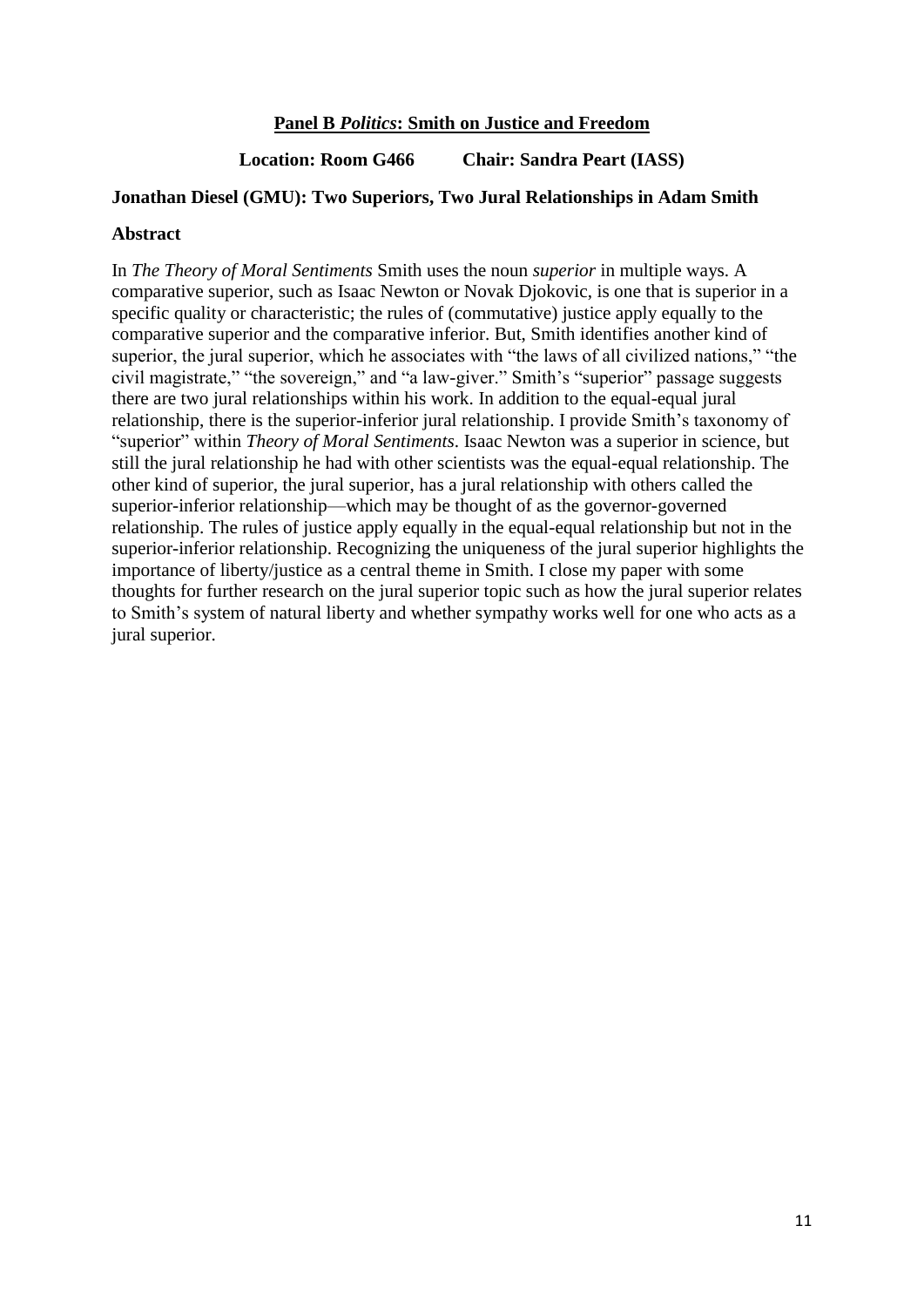## **Panel B *Politics*: Smith on Justice and Freedom**

**Location: Room G466 Chair: Sandra Peart (IASS)**

### Jonathan Diesel (GMU): Two Superiors, Two Jural Relationships in Adam Smith

**Abstract**

In *The Theory of Moral Sentiments* Smith uses the noun *superior* in multiple ways. A comparative superior, such as Isaac Newton or Novak Djokovic, is one that is superior in a specific quality or characteristic; the rules of (commutative) justice apply equally to the comparative superior and the comparative inferior. But, Smith identifies another kind of superior, the jural superior, which he associates with "the laws of all civilized nations," "the civil magistrate," "the sovereign," and "a law-giver." Smith's "superior" passage suggests there are two jural relationships within his work. In addition to the equal-equal jural relationship, there is the superior-inferior jural relationship. I provide Smith's taxonomy of "superior" within *Theory of Moral Sentiments*. Isaac Newton was a superior in science, but still the jural relationship he had with other scientists was the equal-equal relationship. The other kind of superior, the jural superior, has a jural relationship with others called the superior-inferior relationship—which may be thought of as the governor-governed relationship. The rules of justice apply equally in the equal-equal relationship but not in the superior-inferior relationship. Recognizing the uniqueness of the jural superior highlights the importance of liberty/justice as a central theme in Smith. I close my paper with some thoughts for further research on the jural superior topic such as how the jural superior relates to Smith's system of natural liberty and whether sympathy works well for one who acts as a jural superior.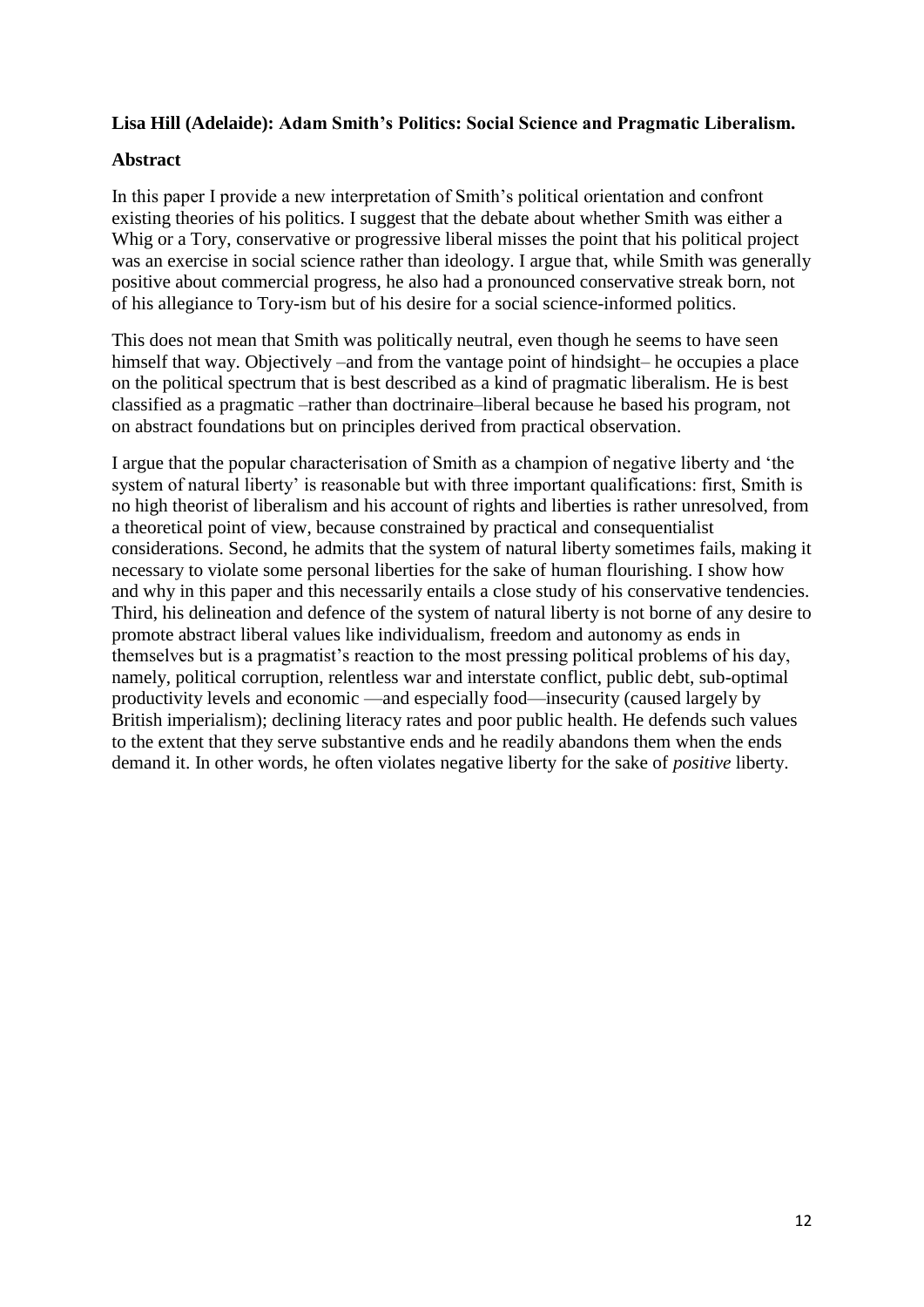**Lisa Hill (Adelaide): Adam Smith's Politics: Social Science and Pragmatic Liberalism.**

**Abstract**

In this paper I provide a new interpretation of Smith's political orientation and confront existing theories of his politics. I suggest that the debate about whether Smith was either a Whig or a Tory, conservative or progressive liberal misses the point that his political project was an exercise in social science rather than ideology. I argue that, while Smith was generally positive about commercial progress, he also had a pronounced conservative streak born, not of his allegiance to Tory-ism but of his desire for a social science-informed politics.

This does not mean that Smith was politically neutral, even though he seems to have seen himself that way. Objectively –and from the vantage point of hindsight– he occupies a place on the political spectrum that is best described as a kind of pragmatic liberalism. He is best classified as a pragmatic –rather than doctrinaire–liberal because he based his program, not on abstract foundations but on principles derived from practical observation.

I argue that the popular characterisation of Smith as a champion of negative liberty and 'the system of natural liberty' is reasonable but with three important qualifications: first, Smith is no high theorist of liberalism and his account of rights and liberties is rather unresolved, from a theoretical point of view, because constrained by practical and consequentialist considerations. Second, he admits that the system of natural liberty sometimes fails, making it necessary to violate some personal liberties for the sake of human flourishing. I show how and why in this paper and this necessarily entails a close study of his conservative tendencies. Third, his delineation and defence of the system of natural liberty is not borne of any desire to promote abstract liberal values like individualism, freedom and autonomy as ends in themselves but is a pragmatist's reaction to the most pressing political problems of his day, namely, political corruption, relentless war and interstate conflict, public debt, sub-optimal productivity levels and economic —and especially food—insecurity (caused largely by British imperialism); declining literacy rates and poor public health. He defends such values to the extent that they serve substantive ends and he readily abandons them when the ends demand it. In other words, he often violates negative liberty for the sake of *positive* liberty.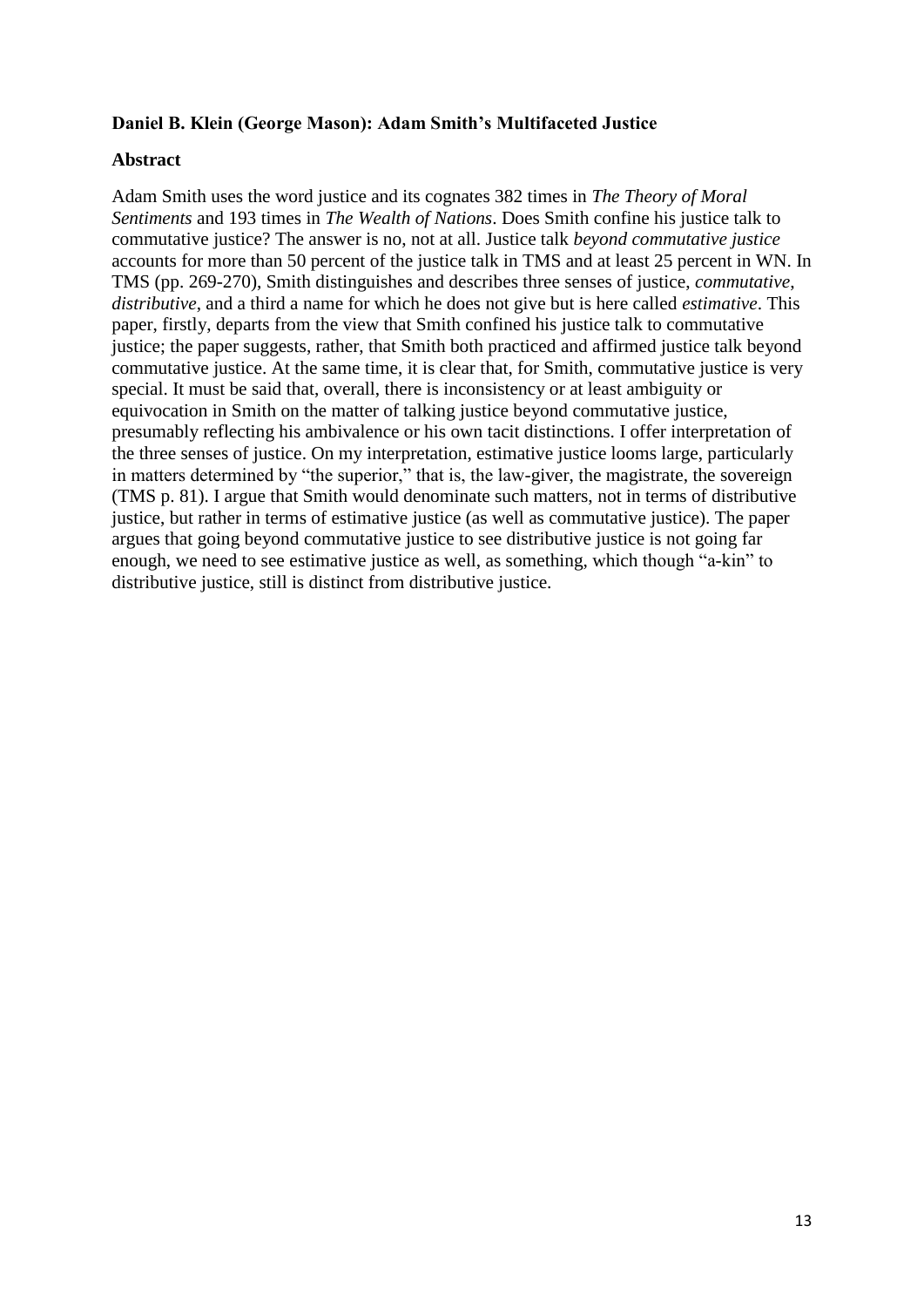**Daniel B. Klein (George Mason): Adam Smith's Multifaceted Justice**

**Abstract**

Adam Smith uses the word justice and its cognates 382 times in *The Theory of Moral Sentiments* and 193 times in *The Wealth of Nations*. Does Smith confine his justice talk to commutative justice? The answer is no, not at all. Justice talk *beyond commutative justice* accounts for more than 50 percent of the justice talk in TMS and at least 25 percent in WN. In TMS (pp. 269-270), Smith distinguishes and describes three senses of justice, *commutative*, *distributive*, and a third a name for which he does not give but is here called *estimative*. This paper, firstly, departs from the view that Smith confined his justice talk to commutative justice; the paper suggests, rather, that Smith both practiced and affirmed justice talk beyond commutative justice. At the same time, it is clear that, for Smith, commutative justice is very special. It must be said that, overall, there is inconsistency or at least ambiguity or equivocation in Smith on the matter of talking justice beyond commutative justice, presumably reflecting his ambivalence or his own tacit distinctions. I offer interpretation of the three senses of justice. On my interpretation, estimative justice looms large, particularly in matters determined by "the superior," that is, the law-giver, the magistrate, the sovereign (TMS p. 81). I argue that Smith would denominate such matters, not in terms of distributive justice, but rather in terms of estimative justice (as well as commutative justice). The paper argues that going beyond commutative justice to see distributive justice is not going far enough, we need to see estimative justice as well, as something, which though "a-kin" to distributive justice, still is distinct from distributive justice.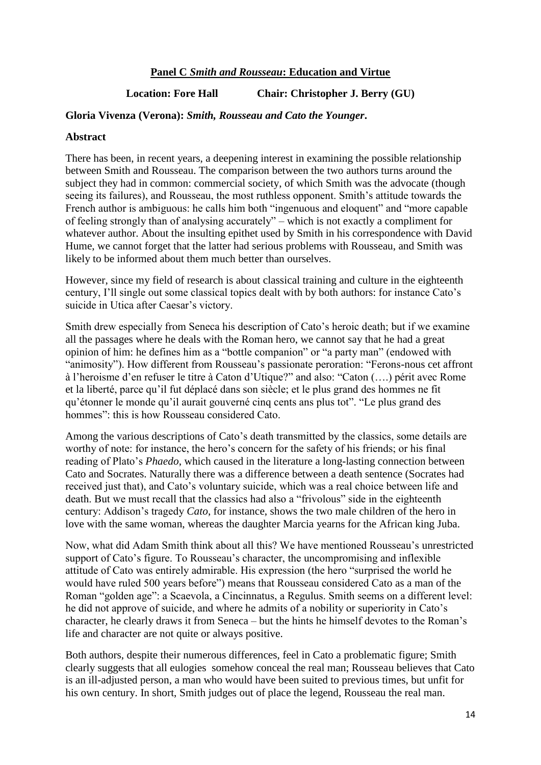## Panel C *Smith and Rousseau*: Education and Virtue

**Location: Fore Hall Chair: Christopher J. Berry (GU)**

**Gloria Vivenza (Verona): *Smith, Rousseau and Cato the Younger*.**

**Abstract**

There has been, in recent years, a deepening interest in examining the possible relationship between Smith and Rousseau. The comparison between the two authors turns around the subject they had in common: commercial society, of which Smith was the advocate (though seeing its failures), and Rousseau, the most ruthless opponent. Smith's attitude towards the French author is ambiguous: he calls him both "ingenuous and eloquent" and "more capable of feeling strongly than of analysing accurately" – which is not exactly a compliment for whatever author. About the insulting epithet used by Smith in his correspondence with David Hume, we cannot forget that the latter had serious problems with Rousseau, and Smith was likely to be informed about them much better than ourselves.

However, since my field of research is about classical training and culture in the eighteenth century, I'll single out some classical topics dealt with by both authors: for instance Cato's suicide in Utica after Caesar's victory.

Smith drew especially from Seneca his description of Cato's heroic death; but if we examine all the passages where he deals with the Roman hero, we cannot say that he had a great opinion of him: he defines him as a "bottle companion" or "a party man" (endowed with "animosity"). How different from Rousseau's passionate peroration: "Ferons-nous cet affront à l'heroisme d'en refuser le titre à Caton d'Utique?" and also: "Caton (….) périt avec Rome et la liberté, parce qu'il fut déplacé dans son siècle; et le plus grand des hommes ne fit qu'étonner le monde qu'il aurait gouverné cinq cents ans plus tot". "Le plus grand des hommes": this is how Rousseau considered Cato.

Among the various descriptions of Cato's death transmitted by the classics, some details are worthy of note: for instance, the hero's concern for the safety of his friends; or his final reading of Plato's *Phaedo*, which caused in the literature a long-lasting connection between Cato and Socrates. Naturally there was a difference between a death sentence (Socrates had received just that), and Cato's voluntary suicide, which was a real choice between life and death. But we must recall that the classics had also a "frivolous" side in the eighteenth century: Addison's tragedy *Cato*, for instance, shows the two male children of the hero in love with the same woman, whereas the daughter Marcia yearns for the African king Juba.

Now, what did Adam Smith think about all this? We have mentioned Rousseau's unrestricted support of Cato's figure. To Rousseau's character, the uncompromising and inflexible attitude of Cato was entirely admirable. His expression (the hero "surprised the world he would have ruled 500 years before") means that Rousseau considered Cato as a man of the Roman "golden age": a Scaevola, a Cincinnatus, a Regulus. Smith seems on a different level: he did not approve of suicide, and where he admits of a nobility or superiority in Cato's character, he clearly draws it from Seneca – but the hints he himself devotes to the Roman's life and character are not quite or always positive.

Both authors, despite their numerous differences, feel in Cato a problematic figure; Smith clearly suggests that all eulogies somehow conceal the real man; Rousseau believes that Cato is an ill-adjusted person, a man who would have been suited to previous times, but unfit for his own century. In short, Smith judges out of place the legend, Rousseau the real man.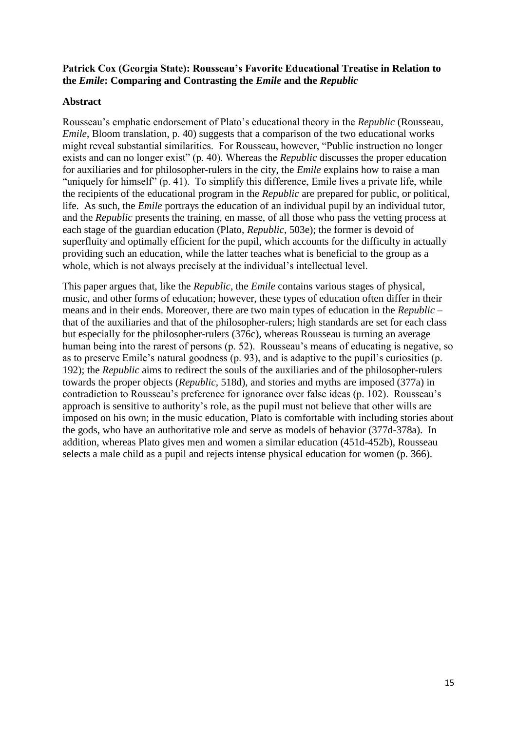**Patrick Cox (Georgia State): Rousseau's Favorite Educational Treatise in Relation to the *Emile*: Comparing and Contrasting the *Emile* and the *Republic***

**Abstract**

Rousseau's emphatic endorsement of Plato's educational theory in the *Republic* (Rousseau, *Emile*, Bloom translation, p. 40) suggests that a comparison of the two educational works might reveal substantial similarities. For Rousseau, however, "Public instruction no longer exists and can no longer exist" (p. 40). Whereas the *Republic* discusses the proper education for auxiliaries and for philosopher-rulers in the city, the *Emile* explains how to raise a man "uniquely for himself" (p. 41). To simplify this difference, Emile lives a private life, while the recipients of the educational program in the *Republic* are prepared for public, or political, life. As such, the *Emile* portrays the education of an individual pupil by an individual tutor, and the *Republic* presents the training, en masse, of all those who pass the vetting process at each stage of the guardian education (Plato, *Republic*, 503e); the former is devoid of superfluity and optimally efficient for the pupil, which accounts for the difficulty in actually providing such an education, while the latter teaches what is beneficial to the group as a whole, which is not always precisely at the individual's intellectual level.

This paper argues that, like the *Republic*, the *Emile* contains various stages of physical, music, and other forms of education; however, these types of education often differ in their means and in their ends. Moreover, there are two main types of education in the *Republic* – that of the auxiliaries and that of the philosopher-rulers; high standards are set for each class but especially for the philosopher-rulers (376c), whereas Rousseau is turning an average human being into the rarest of persons (p. 52). Rousseau's means of educating is negative, so as to preserve Emile's natural goodness (p. 93), and is adaptive to the pupil's curiosities (p. 192); the *Republic* aims to redirect the souls of the auxiliaries and of the philosopher-rulers towards the proper objects (*Republic*, 518d), and stories and myths are imposed (377a) in contradiction to Rousseau's preference for ignorance over false ideas (p. 102). Rousseau's approach is sensitive to authority's role, as the pupil must not believe that other wills are imposed on his own; in the music education, Plato is comfortable with including stories about the gods, who have an authoritative role and serve as models of behavior (377d-378a). In addition, whereas Plato gives men and women a similar education (451d-452b), Rousseau selects a male child as a pupil and rejects intense physical education for women (p. 366).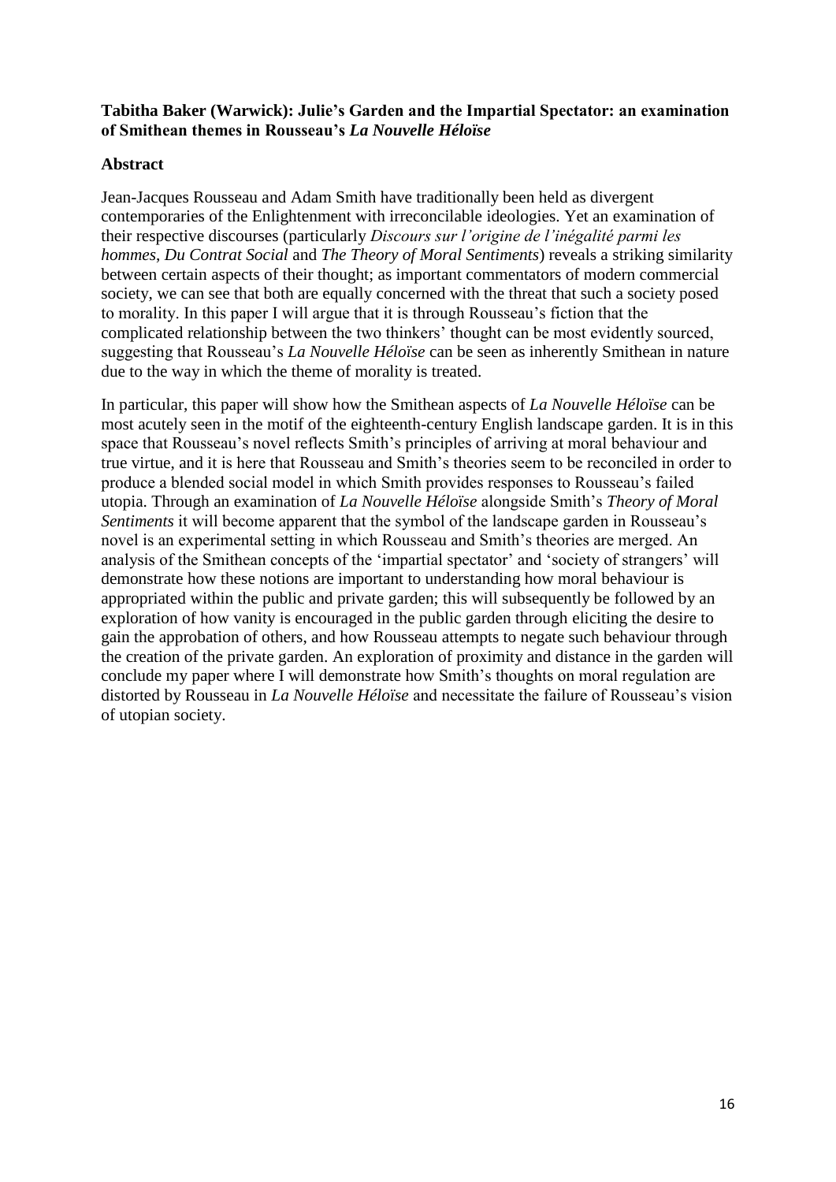**Tabitha Baker (Warwick): Julie's Garden and the Impartial Spectator: an examination of Smithean themes in Rousseau's *La Nouvelle Héloïse***

**Abstract**

Jean-Jacques Rousseau and Adam Smith have traditionally been held as divergent contemporaries of the Enlightenment with irreconcilable ideologies. Yet an examination of their respective discourses (particularly *Discours sur l'origine de l'inégalité parmi les hommes*, *Du Contrat Social* and *The Theory of Moral Sentiments*) reveals a striking similarity between certain aspects of their thought; as important commentators of modern commercial society, we can see that both are equally concerned with the threat that such a society posed to morality. In this paper I will argue that it is through Rousseau's fiction that the complicated relationship between the two thinkers' thought can be most evidently sourced, suggesting that Rousseau's *La Nouvelle Héloïse* can be seen as inherently Smithean in nature due to the way in which the theme of morality is treated.

In particular, this paper will show how the Smithean aspects of *La Nouvelle Héloïse* can be most acutely seen in the motif of the eighteenth-century English landscape garden. It is in this space that Rousseau's novel reflects Smith's principles of arriving at moral behaviour and true virtue, and it is here that Rousseau and Smith's theories seem to be reconciled in order to produce a blended social model in which Smith provides responses to Rousseau's failed utopia. Through an examination of *La Nouvelle Héloïse* alongside Smith's *Theory of Moral Sentiments* it will become apparent that the symbol of the landscape garden in Rousseau's novel is an experimental setting in which Rousseau and Smith's theories are merged. An analysis of the Smithean concepts of the 'impartial spectator' and 'society of strangers' will demonstrate how these notions are important to understanding how moral behaviour is appropriated within the public and private garden; this will subsequently be followed by an exploration of how vanity is encouraged in the public garden through eliciting the desire to gain the approbation of others, and how Rousseau attempts to negate such behaviour through the creation of the private garden. An exploration of proximity and distance in the garden will conclude my paper where I will demonstrate how Smith's thoughts on moral regulation are distorted by Rousseau in *La Nouvelle Héloïse* and necessitate the failure of Rousseau's vision of utopian society.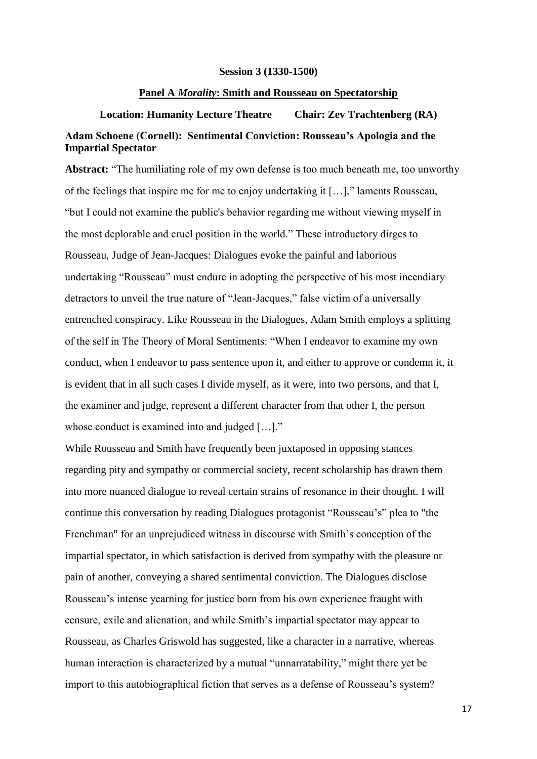**Session 3 (1330-1500)**

**Panel A *Morality*: Smith and Rousseau on Spectatorship**

**Location: Humanity Lecture Theatre  Chair: Zev Trachtenberg (RA)**

**Adam Schoene (Cornell): Sentimental Conviction: Rousseau's Apologia and the Impartial Spectator**

**Abstract:** "The humiliating role of my own defense is too much beneath me, too unworthy of the feelings that inspire me for me to enjoy undertaking it […]," laments Rousseau, "but I could not examine the public's behavior regarding me without viewing myself in the most deplorable and cruel position in the world." These introductory dirges to Rousseau, Judge of Jean-Jacques: Dialogues evoke the painful and laborious undertaking "Rousseau" must endure in adopting the perspective of his most incendiary detractors to unveil the true nature of "Jean-Jacques," false victim of a universally entrenched conspiracy. Like Rousseau in the Dialogues, Adam Smith employs a splitting of the self in The Theory of Moral Sentiments: "When I endeavor to examine my own conduct, when I endeavor to pass sentence upon it, and either to approve or condemn it, it is evident that in all such cases I divide myself, as it were, into two persons, and that I, the examiner and judge, represent a different character from that other I, the person whose conduct is examined into and judged […]."

While Rousseau and Smith have frequently been juxtaposed in opposing stances regarding pity and sympathy or commercial society, recent scholarship has drawn them into more nuanced dialogue to reveal certain strains of resonance in their thought. I will continue this conversation by reading Dialogues protagonist "Rousseau's" plea to "the Frenchman" for an unprejudiced witness in discourse with Smith's conception of the impartial spectator, in which satisfaction is derived from sympathy with the pleasure or pain of another, conveying a shared sentimental conviction. The Dialogues disclose Rousseau's intense yearning for justice born from his own experience fraught with censure, exile and alienation, and while Smith's impartial spectator may appear to Rousseau, as Charles Griswold has suggested, like a character in a narrative, whereas human interaction is characterized by a mutual "unnarratability," might there yet be import to this autobiographical fiction that serves as a defense of Rousseau's system?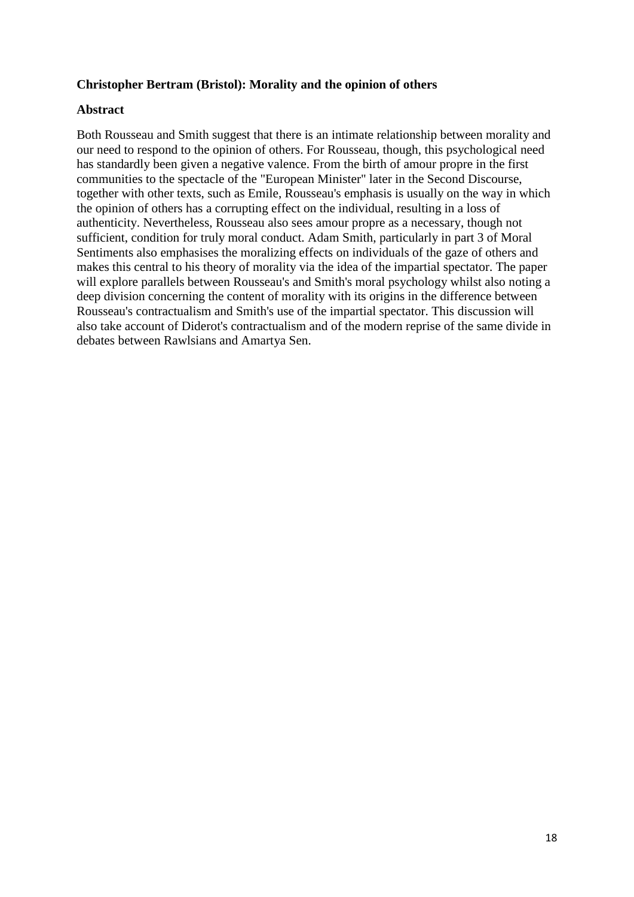**Christopher Bertram (Bristol): Morality and the opinion of others**

**Abstract**

Both Rousseau and Smith suggest that there is an intimate relationship between morality and our need to respond to the opinion of others. For Rousseau, though, this psychological need has standardly been given a negative valence. From the birth of amour propre in the first communities to the spectacle of the "European Minister" later in the Second Discourse, together with other texts, such as Emile, Rousseau's emphasis is usually on the way in which the opinion of others has a corrupting effect on the individual, resulting in a loss of authenticity. Nevertheless, Rousseau also sees amour propre as a necessary, though not sufficient, condition for truly moral conduct. Adam Smith, particularly in part 3 of Moral Sentiments also emphasises the moralizing effects on individuals of the gaze of others and makes this central to his theory of morality via the idea of the impartial spectator. The paper will explore parallels between Rousseau's and Smith's moral psychology whilst also noting a deep division concerning the content of morality with its origins in the difference between Rousseau's contractualism and Smith's use of the impartial spectator. This discussion will also take account of Diderot's contractualism and of the modern reprise of the same divide in debates between Rawlsians and Amartya Sen.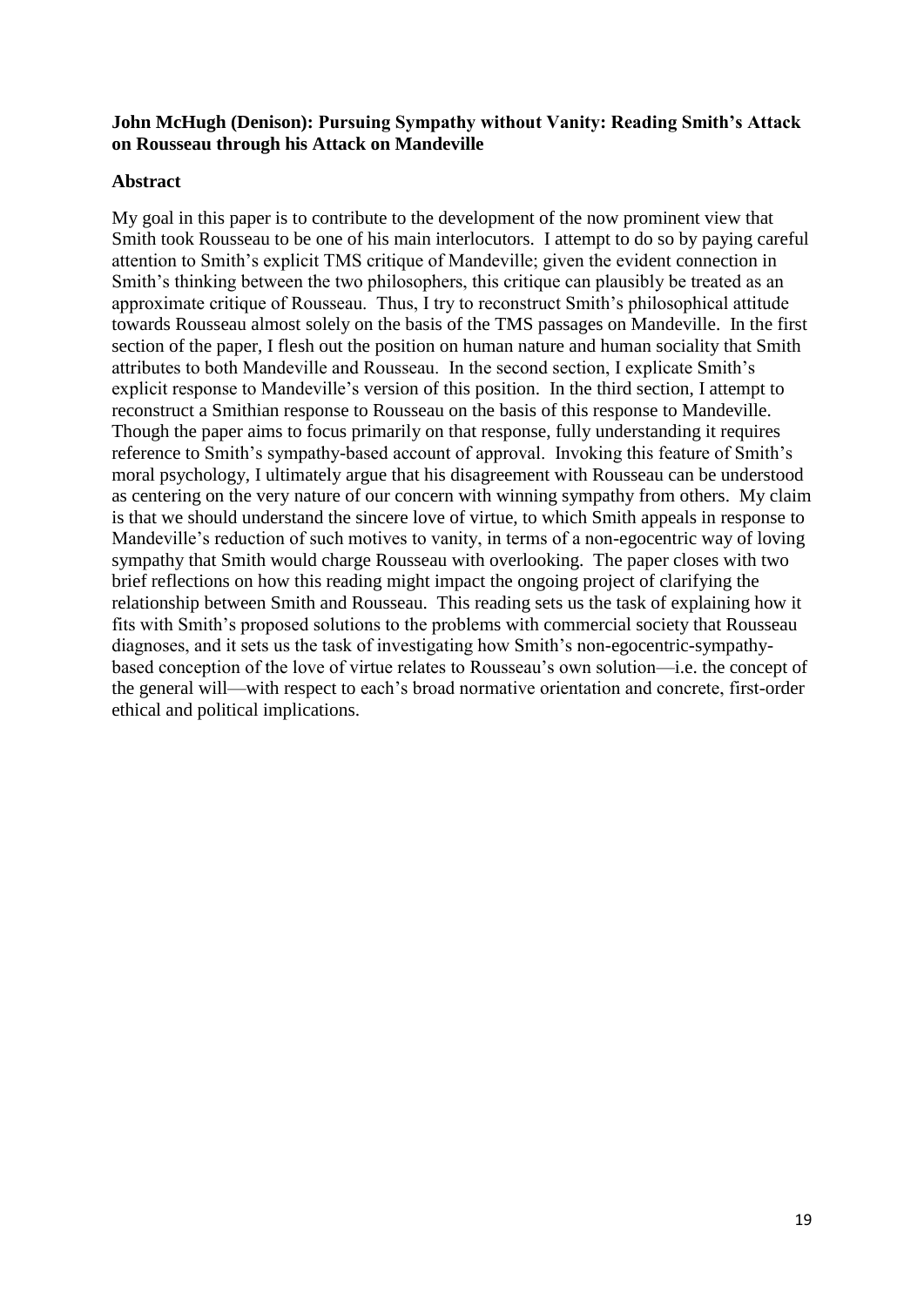**John McHugh (Denison): Pursuing Sympathy without Vanity: Reading Smith's Attack on Rousseau through his Attack on Mandeville**

**Abstract**

My goal in this paper is to contribute to the development of the now prominent view that Smith took Rousseau to be one of his main interlocutors. I attempt to do so by paying careful attention to Smith's explicit TMS critique of Mandeville; given the evident connection in Smith's thinking between the two philosophers, this critique can plausibly be treated as an approximate critique of Rousseau. Thus, I try to reconstruct Smith's philosophical attitude towards Rousseau almost solely on the basis of the TMS passages on Mandeville. In the first section of the paper, I flesh out the position on human nature and human sociality that Smith attributes to both Mandeville and Rousseau. In the second section, I explicate Smith's explicit response to Mandeville's version of this position. In the third section, I attempt to reconstruct a Smithian response to Rousseau on the basis of this response to Mandeville. Though the paper aims to focus primarily on that response, fully understanding it requires reference to Smith's sympathy-based account of approval. Invoking this feature of Smith's moral psychology, I ultimately argue that his disagreement with Rousseau can be understood as centering on the very nature of our concern with winning sympathy from others. My claim is that we should understand the sincere love of virtue, to which Smith appeals in response to Mandeville's reduction of such motives to vanity, in terms of a non-egocentric way of loving sympathy that Smith would charge Rousseau with overlooking. The paper closes with two brief reflections on how this reading might impact the ongoing project of clarifying the relationship between Smith and Rousseau. This reading sets us the task of explaining how it fits with Smith's proposed solutions to the problems with commercial society that Rousseau diagnoses, and it sets us the task of investigating how Smith's non-egocentric-sympathy-based conception of the love of virtue relates to Rousseau's own solution—i.e. the concept of the general will—with respect to each's broad normative orientation and concrete, first-order ethical and political implications.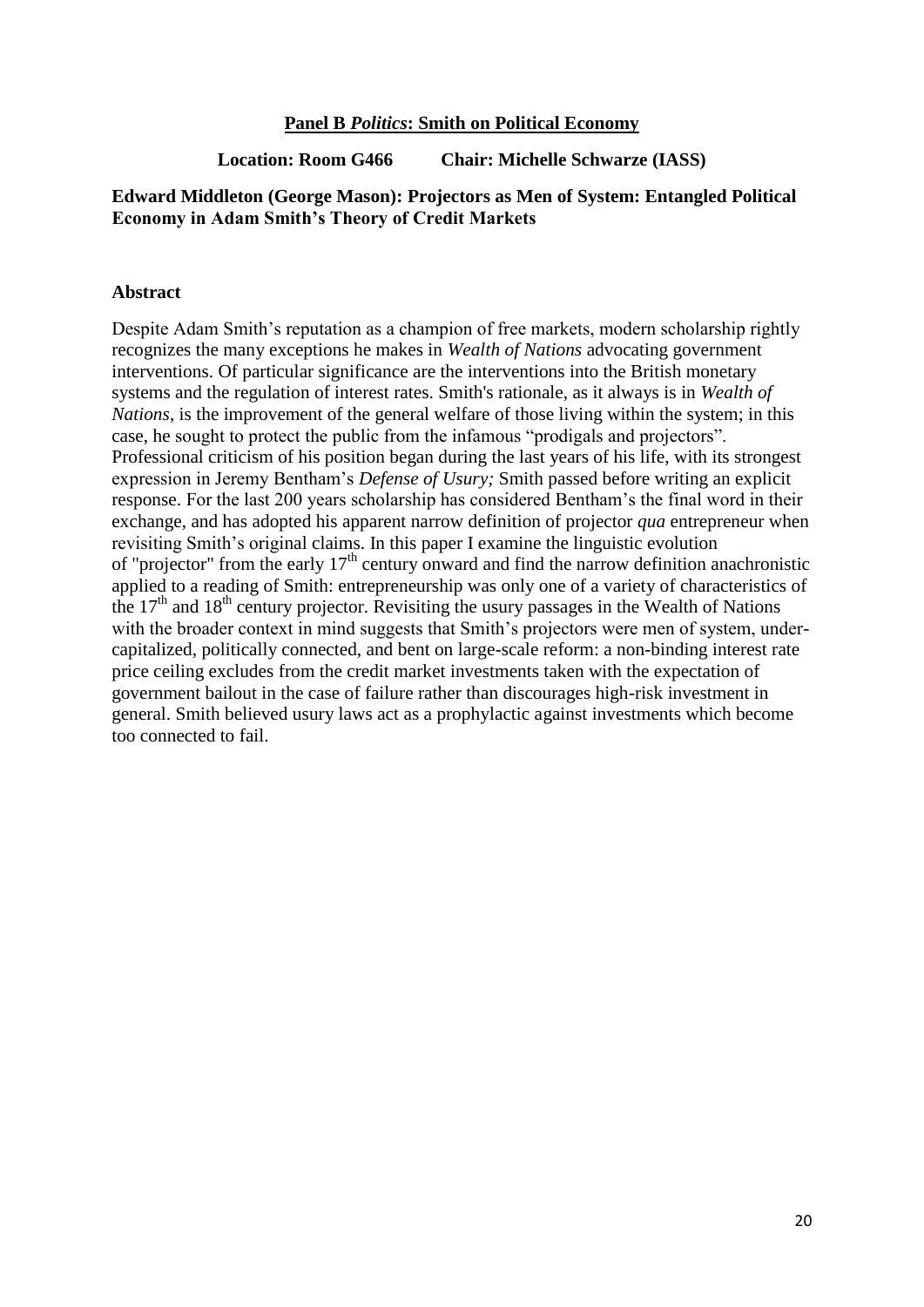**Panel B *Politics*: Smith on Political Economy**

**Location: Room G466 Chair: Michelle Schwarze (IASS)**

**Edward Middleton (George Mason): Projectors as Men of System: Entangled Political Economy in Adam Smith's Theory of Credit Markets**

**Abstract**

Despite Adam Smith's reputation as a champion of free markets, modern scholarship rightly recognizes the many exceptions he makes in *Wealth of Nations* advocating government interventions. Of particular significance are the interventions into the British monetary systems and the regulation of interest rates. Smith's rationale, as it always is in *Wealth of Nations*, is the improvement of the general welfare of those living within the system; in this case, he sought to protect the public from the infamous "prodigals and projectors". Professional criticism of his position began during the last years of his life, with its strongest expression in Jeremy Bentham's *Defense of Usury;* Smith passed before writing an explicit response. For the last 200 years scholarship has considered Bentham's the final word in their exchange, and has adopted his apparent narrow definition of projector *qua* entrepreneur when revisiting Smith's original claims. In this paper I examine the linguistic evolution of "projector" from the early 17th century onward and find the narrow definition anachronistic applied to a reading of Smith: entrepreneurship was only one of a variety of characteristics of the 17th and 18th century projector. Revisiting the usury passages in the Wealth of Nations with the broader context in mind suggests that Smith's projectors were men of system, under-capitalized, politically connected, and bent on large-scale reform: a non-binding interest rate price ceiling excludes from the credit market investments taken with the expectation of government bailout in the case of failure rather than discourages high-risk investment in general. Smith believed usury laws act as a prophylactic against investments which become too connected to fail.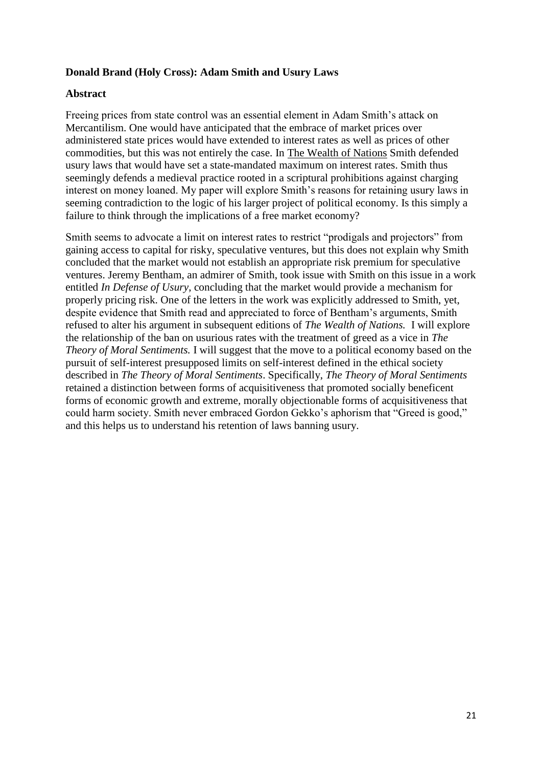**Donald Brand (Holy Cross): Adam Smith and Usury Laws**

**Abstract**

Freeing prices from state control was an essential element in Adam Smith's attack on Mercantilism. One would have anticipated that the embrace of market prices over administered state prices would have extended to interest rates as well as prices of other commodities, but this was not entirely the case. In The Wealth of Nations Smith defended usury laws that would have set a state-mandated maximum on interest rates. Smith thus seemingly defends a medieval practice rooted in a scriptural prohibitions against charging interest on money loaned. My paper will explore Smith's reasons for retaining usury laws in seeming contradiction to the logic of his larger project of political economy. Is this simply a failure to think through the implications of a free market economy?

Smith seems to advocate a limit on interest rates to restrict "prodigals and projectors" from gaining access to capital for risky, speculative ventures, but this does not explain why Smith concluded that the market would not establish an appropriate risk premium for speculative ventures. Jeremy Bentham, an admirer of Smith, took issue with Smith on this issue in a work entitled *In Defense of Usury*, concluding that the market would provide a mechanism for properly pricing risk. One of the letters in the work was explicitly addressed to Smith, yet, despite evidence that Smith read and appreciated to force of Bentham's arguments, Smith refused to alter his argument in subsequent editions of *The Wealth of Nations.* I will explore the relationship of the ban on usurious rates with the treatment of greed as a vice in *The Theory of Moral Sentiments.* I will suggest that the move to a political economy based on the pursuit of self-interest presupposed limits on self-interest defined in the ethical society described in *The Theory of Moral Sentiments*. Specifically, *The Theory of Moral Sentiments* retained a distinction between forms of acquisitiveness that promoted socially beneficent forms of economic growth and extreme, morally objectionable forms of acquisitiveness that could harm society. Smith never embraced Gordon Gekko's aphorism that "Greed is good," and this helps us to understand his retention of laws banning usury.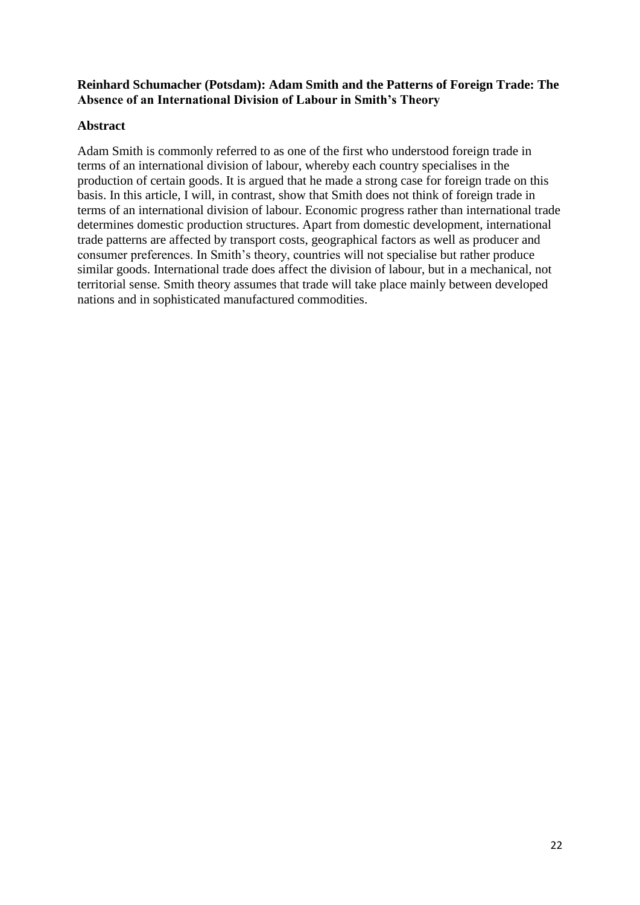**Reinhard Schumacher (Potsdam): Adam Smith and the Patterns of Foreign Trade: The Absence of an International Division of Labour in Smith's Theory**

**Abstract**

Adam Smith is commonly referred to as one of the first who understood foreign trade in terms of an international division of labour, whereby each country specialises in the production of certain goods. It is argued that he made a strong case for foreign trade on this basis. In this article, I will, in contrast, show that Smith does not think of foreign trade in terms of an international division of labour. Economic progress rather than international trade determines domestic production structures. Apart from domestic development, international trade patterns are affected by transport costs, geographical factors as well as producer and consumer preferences. In Smith's theory, countries will not specialise but rather produce similar goods. International trade does affect the division of labour, but in a mechanical, not territorial sense. Smith theory assumes that trade will take place mainly between developed nations and in sophisticated manufactured commodities.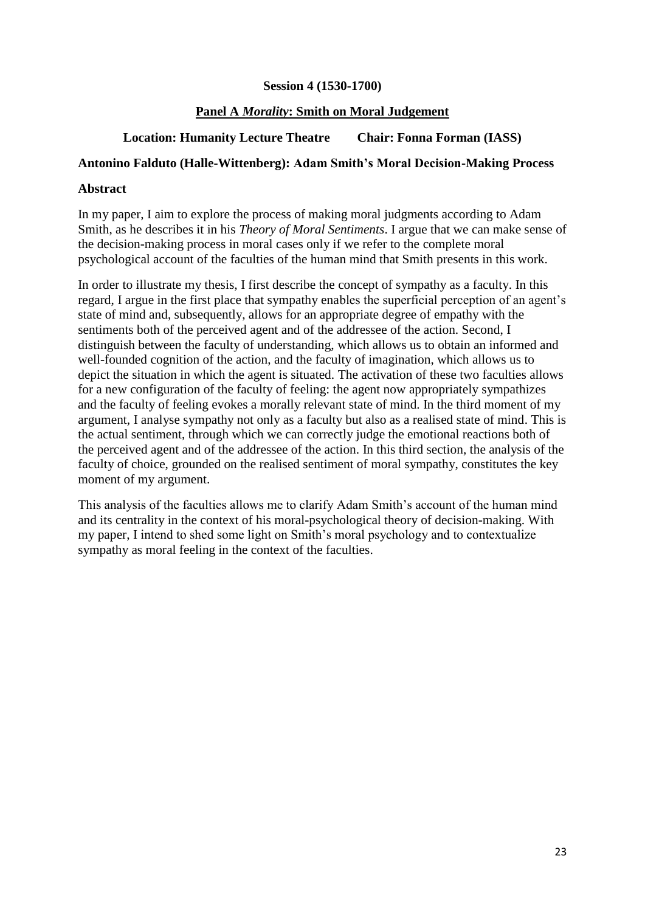**Session 4 (1530-1700)**

## Panel A *Morality*: Smith on Moral Judgement

**Location: Humanity Lecture Theatre Chair: Fonna Forman (IASS)**

### Antonino Falduto (Halle-Wittenberg): Adam Smith's Moral Decision-Making Process

**Abstract**

In my paper, I aim to explore the process of making moral judgments according to Adam Smith, as he describes it in his *Theory of Moral Sentiments*. I argue that we can make sense of the decision-making process in moral cases only if we refer to the complete moral psychological account of the faculties of the human mind that Smith presents in this work.

In order to illustrate my thesis, I first describe the concept of sympathy as a faculty. In this regard, I argue in the first place that sympathy enables the superficial perception of an agent's state of mind and, subsequently, allows for an appropriate degree of empathy with the sentiments both of the perceived agent and of the addressee of the action. Second, I distinguish between the faculty of understanding, which allows us to obtain an informed and well-founded cognition of the action, and the faculty of imagination, which allows us to depict the situation in which the agent is situated. The activation of these two faculties allows for a new configuration of the faculty of feeling: the agent now appropriately sympathizes and the faculty of feeling evokes a morally relevant state of mind. In the third moment of my argument, I analyse sympathy not only as a faculty but also as a realised state of mind. This is the actual sentiment, through which we can correctly judge the emotional reactions both of the perceived agent and of the addressee of the action. In this third section, the analysis of the faculty of choice, grounded on the realised sentiment of moral sympathy, constitutes the key moment of my argument.

This analysis of the faculties allows me to clarify Adam Smith's account of the human mind and its centrality in the context of his moral-psychological theory of decision-making. With my paper, I intend to shed some light on Smith's moral psychology and to contextualize sympathy as moral feeling in the context of the faculties.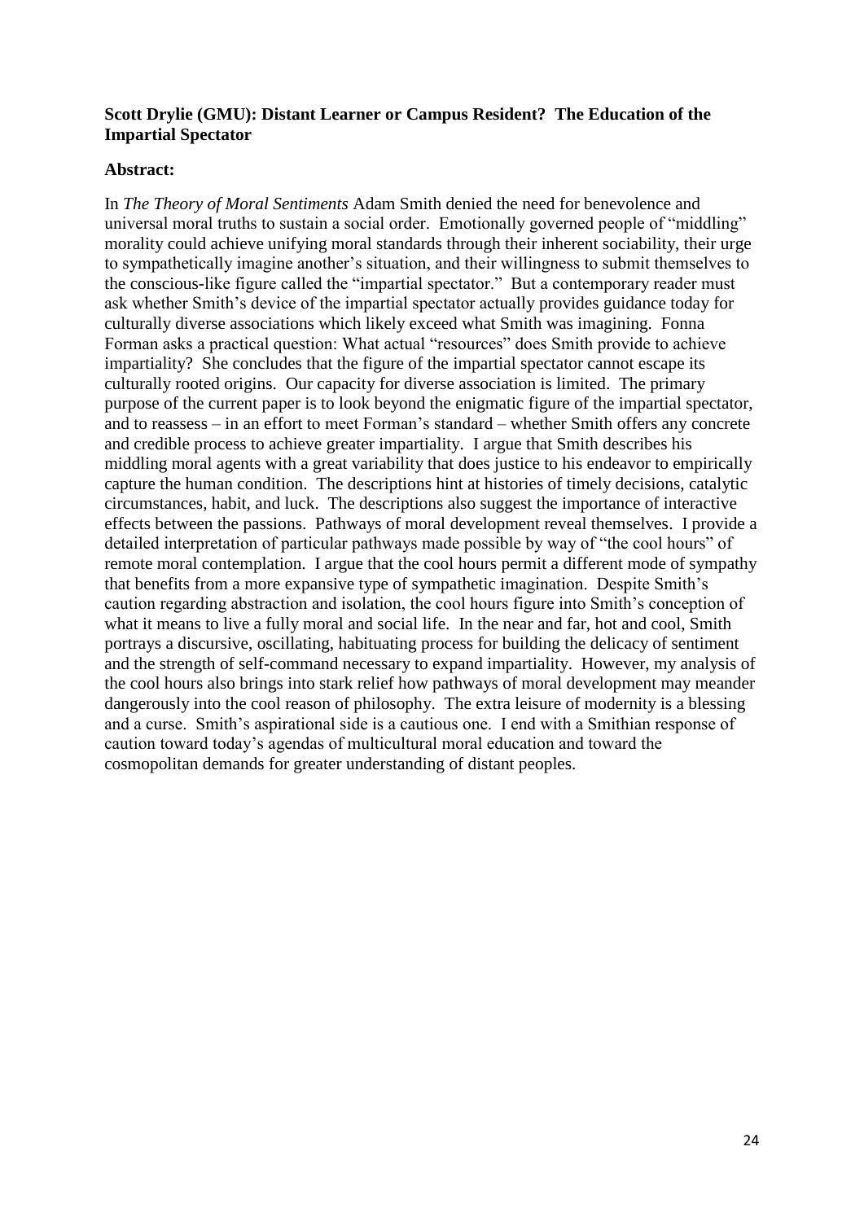**Scott Drylie (GMU): Distant Learner or Campus Resident? The Education of the Impartial Spectator**

**Abstract:**

In *The Theory of Moral Sentiments* Adam Smith denied the need for benevolence and universal moral truths to sustain a social order. Emotionally governed people of "middling" morality could achieve unifying moral standards through their inherent sociability, their urge to sympathetically imagine another's situation, and their willingness to submit themselves to the conscious-like figure called the "impartial spectator." But a contemporary reader must ask whether Smith's device of the impartial spectator actually provides guidance today for culturally diverse associations which likely exceed what Smith was imagining. Fonna Forman asks a practical question: What actual "resources" does Smith provide to achieve impartiality? She concludes that the figure of the impartial spectator cannot escape its culturally rooted origins. Our capacity for diverse association is limited. The primary purpose of the current paper is to look beyond the enigmatic figure of the impartial spectator, and to reassess – in an effort to meet Forman's standard – whether Smith offers any concrete and credible process to achieve greater impartiality. I argue that Smith describes his middling moral agents with a great variability that does justice to his endeavor to empirically capture the human condition. The descriptions hint at histories of timely decisions, catalytic circumstances, habit, and luck. The descriptions also suggest the importance of interactive effects between the passions. Pathways of moral development reveal themselves. I provide a detailed interpretation of particular pathways made possible by way of "the cool hours" of remote moral contemplation. I argue that the cool hours permit a different mode of sympathy that benefits from a more expansive type of sympathetic imagination. Despite Smith's caution regarding abstraction and isolation, the cool hours figure into Smith's conception of what it means to live a fully moral and social life. In the near and far, hot and cool, Smith portrays a discursive, oscillating, habituating process for building the delicacy of sentiment and the strength of self-command necessary to expand impartiality. However, my analysis of the cool hours also brings into stark relief how pathways of moral development may meander dangerously into the cool reason of philosophy. The extra leisure of modernity is a blessing and a curse. Smith's aspirational side is a cautious one. I end with a Smithian response of caution toward today's agendas of multicultural moral education and toward the cosmopolitan demands for greater understanding of distant peoples.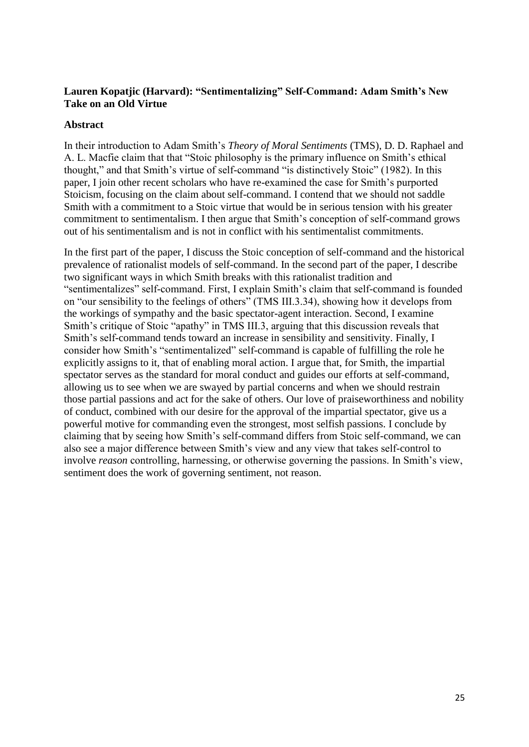**Lauren Kopatjic (Harvard): "Sentimentalizing" Self-Command: Adam Smith's New Take on an Old Virtue**

**Abstract**

In their introduction to Adam Smith's *Theory of Moral Sentiments* (TMS), D. D. Raphael and A. L. Macfie claim that that "Stoic philosophy is the primary influence on Smith's ethical thought," and that Smith's virtue of self-command "is distinctively Stoic" (1982). In this paper, I join other recent scholars who have re-examined the case for Smith's purported Stoicism, focusing on the claim about self-command. I contend that we should not saddle Smith with a commitment to a Stoic virtue that would be in serious tension with his greater commitment to sentimentalism. I then argue that Smith's conception of self-command grows out of his sentimentalism and is not in conflict with his sentimentalist commitments.

In the first part of the paper, I discuss the Stoic conception of self-command and the historical prevalence of rationalist models of self-command. In the second part of the paper, I describe two significant ways in which Smith breaks with this rationalist tradition and "sentimentalizes" self-command. First, I explain Smith's claim that self-command is founded on "our sensibility to the feelings of others" (TMS III.3.34), showing how it develops from the workings of sympathy and the basic spectator-agent interaction. Second, I examine Smith's critique of Stoic "apathy" in TMS III.3, arguing that this discussion reveals that Smith's self-command tends toward an increase in sensibility and sensitivity. Finally, I consider how Smith's "sentimentalized" self-command is capable of fulfilling the role he explicitly assigns to it, that of enabling moral action. I argue that, for Smith, the impartial spectator serves as the standard for moral conduct and guides our efforts at self-command, allowing us to see when we are swayed by partial concerns and when we should restrain those partial passions and act for the sake of others. Our love of praiseworthiness and nobility of conduct, combined with our desire for the approval of the impartial spectator, give us a powerful motive for commanding even the strongest, most selfish passions. I conclude by claiming that by seeing how Smith's self-command differs from Stoic self-command, we can also see a major difference between Smith's view and any view that takes self-control to involve *reason* controlling, harnessing, or otherwise governing the passions. In Smith's view, sentiment does the work of governing sentiment, not reason.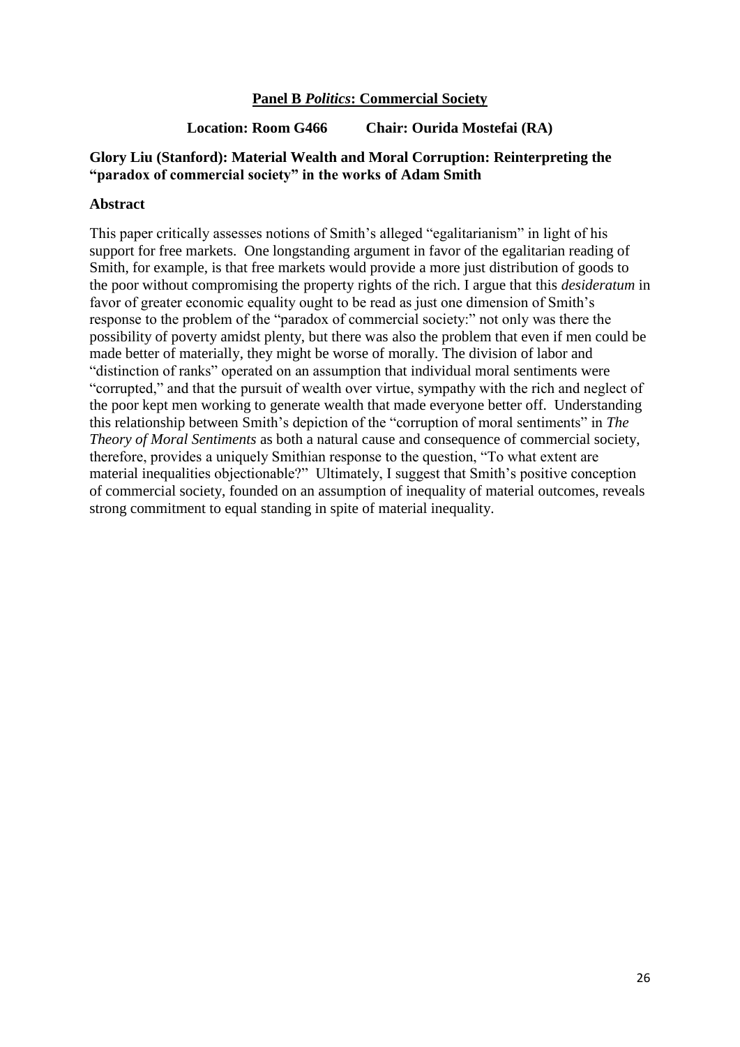**Panel B *Politics*: Commercial Society**

**Location: Room G466 Chair: Ourida Mostefai (RA)**

**Glory Liu (Stanford): Material Wealth and Moral Corruption: Reinterpreting the "paradox of commercial society" in the works of Adam Smith**

**Abstract**

This paper critically assesses notions of Smith's alleged "egalitarianism" in light of his support for free markets. One longstanding argument in favor of the egalitarian reading of Smith, for example, is that free markets would provide a more just distribution of goods to the poor without compromising the property rights of the rich. I argue that this *desideratum* in favor of greater economic equality ought to be read as just one dimension of Smith's response to the problem of the "paradox of commercial society:" not only was there the possibility of poverty amidst plenty, but there was also the problem that even if men could be made better of materially, they might be worse of morally. The division of labor and "distinction of ranks" operated on an assumption that individual moral sentiments were "corrupted," and that the pursuit of wealth over virtue, sympathy with the rich and neglect of the poor kept men working to generate wealth that made everyone better off. Understanding this relationship between Smith's depiction of the "corruption of moral sentiments" in *The Theory of Moral Sentiments* as both a natural cause and consequence of commercial society, therefore, provides a uniquely Smithian response to the question, "To what extent are material inequalities objectionable?" Ultimately, I suggest that Smith's positive conception of commercial society, founded on an assumption of inequality of material outcomes, reveals strong commitment to equal standing in spite of material inequality.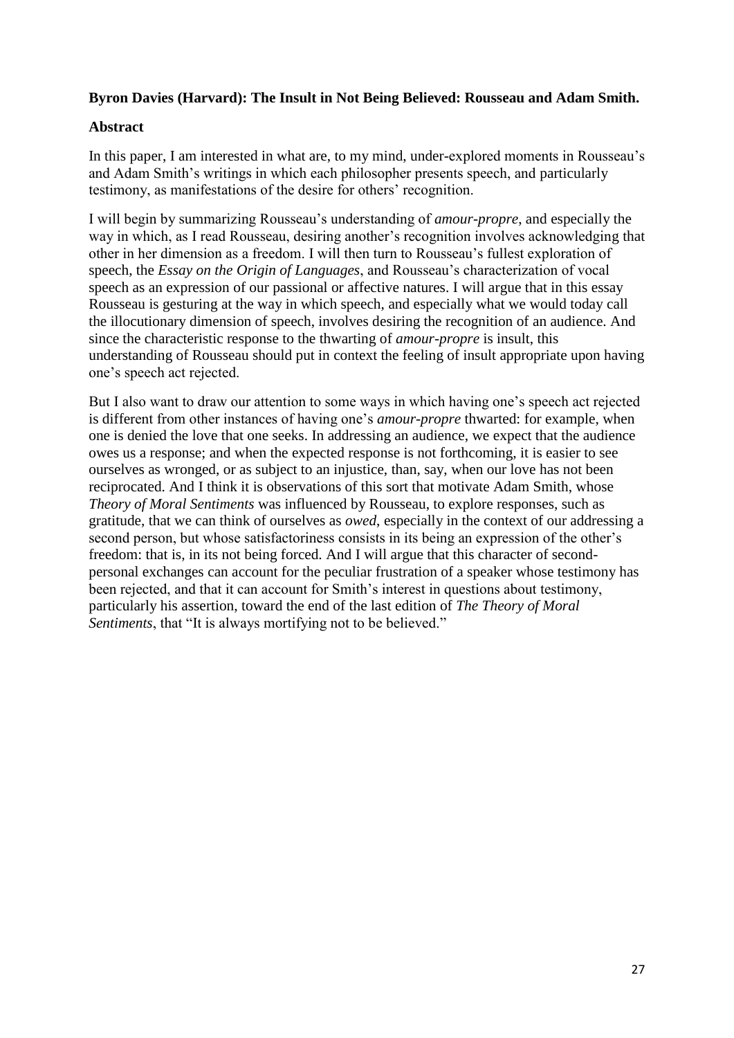**Byron Davies (Harvard): The Insult in Not Being Believed: Rousseau and Adam Smith.**

**Abstract**

In this paper, I am interested in what are, to my mind, under-explored moments in Rousseau's and Adam Smith's writings in which each philosopher presents speech, and particularly testimony, as manifestations of the desire for others' recognition.

I will begin by summarizing Rousseau's understanding of *amour-propre*, and especially the way in which, as I read Rousseau, desiring another's recognition involves acknowledging that other in her dimension as a freedom. I will then turn to Rousseau's fullest exploration of speech, the *Essay on the Origin of Languages*, and Rousseau's characterization of vocal speech as an expression of our passional or affective natures. I will argue that in this essay Rousseau is gesturing at the way in which speech, and especially what we would today call the illocutionary dimension of speech, involves desiring the recognition of an audience. And since the characteristic response to the thwarting of *amour-propre* is insult, this understanding of Rousseau should put in context the feeling of insult appropriate upon having one's speech act rejected.

But I also want to draw our attention to some ways in which having one's speech act rejected is different from other instances of having one's *amour-propre* thwarted: for example, when one is denied the love that one seeks. In addressing an audience, we expect that the audience owes us a response; and when the expected response is not forthcoming, it is easier to see ourselves as wronged, or as subject to an injustice, than, say, when our love has not been reciprocated. And I think it is observations of this sort that motivate Adam Smith, whose *Theory of Moral Sentiments* was influenced by Rousseau, to explore responses, such as gratitude, that we can think of ourselves as *owed*, especially in the context of our addressing a second person, but whose satisfactoriness consists in its being an expression of the other's freedom: that is, in its not being forced. And I will argue that this character of second-personal exchanges can account for the peculiar frustration of a speaker whose testimony has been rejected, and that it can account for Smith's interest in questions about testimony, particularly his assertion, toward the end of the last edition of *The Theory of Moral Sentiments*, that "It is always mortifying not to be believed."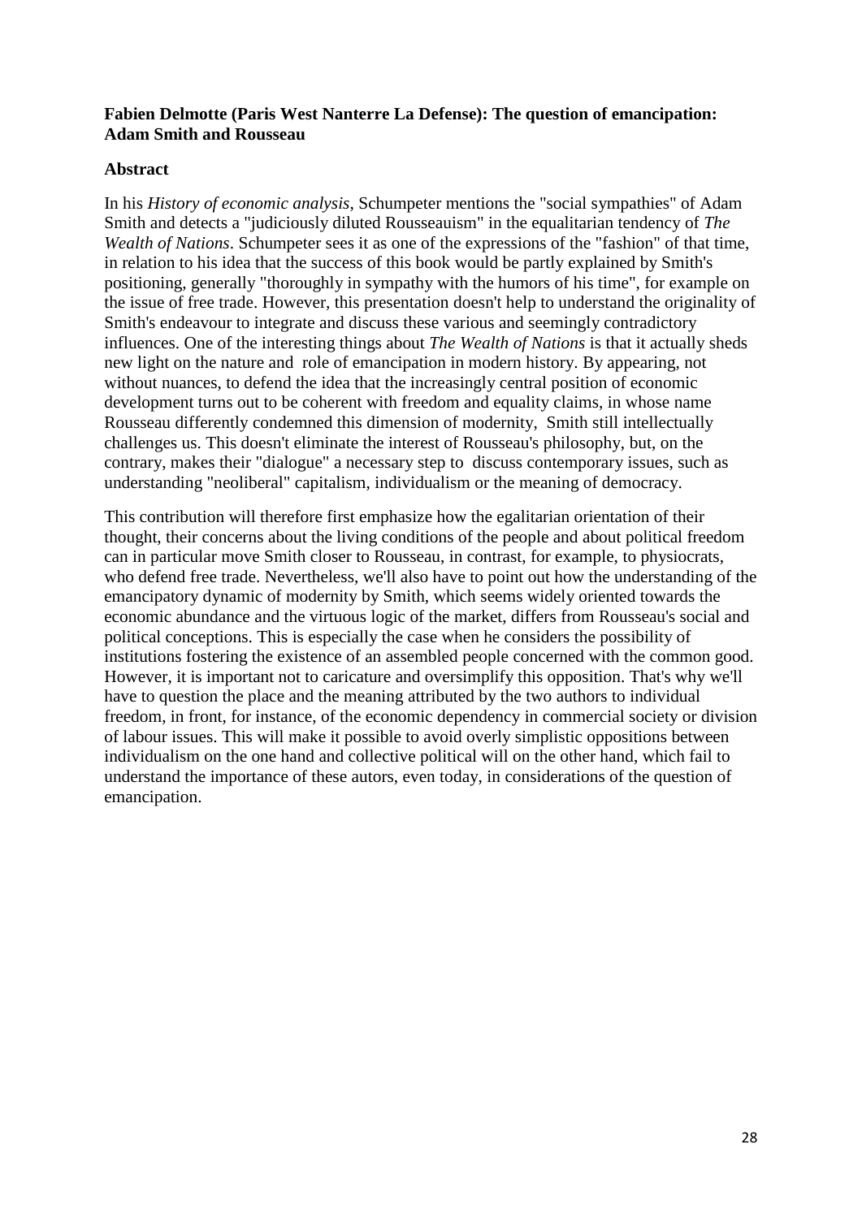**Fabien Delmotte (Paris West Nanterre La Defense): The question of emancipation: Adam Smith and Rousseau**

**Abstract**

In his *History of economic analysis*, Schumpeter mentions the "social sympathies" of Adam Smith and detects a "judiciously diluted Rousseauism" in the equalitarian tendency of *The Wealth of Nations*. Schumpeter sees it as one of the expressions of the "fashion" of that time, in relation to his idea that the success of this book would be partly explained by Smith's positioning, generally "thoroughly in sympathy with the humors of his time", for example on the issue of free trade. However, this presentation doesn't help to understand the originality of Smith's endeavour to integrate and discuss these various and seemingly contradictory influences. One of the interesting things about *The Wealth of Nations* is that it actually sheds new light on the nature and role of emancipation in modern history. By appearing, not without nuances, to defend the idea that the increasingly central position of economic development turns out to be coherent with freedom and equality claims, in whose name Rousseau differently condemned this dimension of modernity, Smith still intellectually challenges us. This doesn't eliminate the interest of Rousseau's philosophy, but, on the contrary, makes their "dialogue" a necessary step to discuss contemporary issues, such as understanding "neoliberal" capitalism, individualism or the meaning of democracy.

This contribution will therefore first emphasize how the egalitarian orientation of their thought, their concerns about the living conditions of the people and about political freedom can in particular move Smith closer to Rousseau, in contrast, for example, to physiocrats, who defend free trade. Nevertheless, we'll also have to point out how the understanding of the emancipatory dynamic of modernity by Smith, which seems widely oriented towards the economic abundance and the virtuous logic of the market, differs from Rousseau's social and political conceptions. This is especially the case when he considers the possibility of institutions fostering the existence of an assembled people concerned with the common good. However, it is important not to caricature and oversimplify this opposition. That's why we'll have to question the place and the meaning attributed by the two authors to individual freedom, in front, for instance, of the economic dependency in commercial society or division of labour issues. This will make it possible to avoid overly simplistic oppositions between individualism on the one hand and collective political will on the other hand, which fail to understand the importance of these autors, even today, in considerations of the question of emancipation.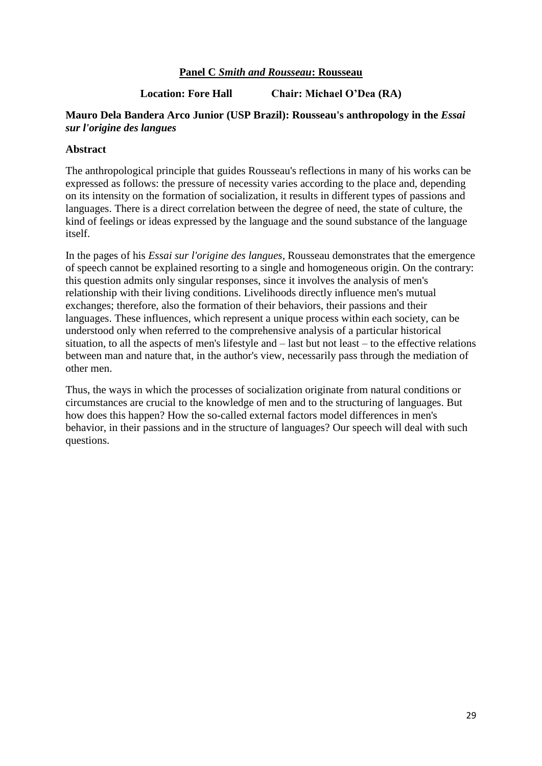## **Panel C *Smith and Rousseau*: Rousseau**

**Location: Fore Hall          Chair: Michael O'Dea (RA)**

### **Mauro Dela Bandera Arco Junior (USP Brazil): Rousseau's anthropology in the *Essai sur l'origine des langues***

**Abstract**

The anthropological principle that guides Rousseau's reflections in many of his works can be expressed as follows: the pressure of necessity varies according to the place and, depending on its intensity on the formation of socialization, it results in different types of passions and languages. There is a direct correlation between the degree of need, the state of culture, the kind of feelings or ideas expressed by the language and the sound substance of the language itself.

In the pages of his *Essai sur l'origine des langues*, Rousseau demonstrates that the emergence of speech cannot be explained resorting to a single and homogeneous origin. On the contrary: this question admits only singular responses, since it involves the analysis of men's relationship with their living conditions. Livelihoods directly influence men's mutual exchanges; therefore, also the formation of their behaviors, their passions and their languages. These influences, which represent a unique process within each society, can be understood only when referred to the comprehensive analysis of a particular historical situation, to all the aspects of men's lifestyle and – last but not least – to the effective relations between man and nature that, in the author's view, necessarily pass through the mediation of other men.

Thus, the ways in which the processes of socialization originate from natural conditions or circumstances are crucial to the knowledge of men and to the structuring of languages. But how does this happen? How the so-called external factors model differences in men's behavior, in their passions and in the structure of languages? Our speech will deal with such questions.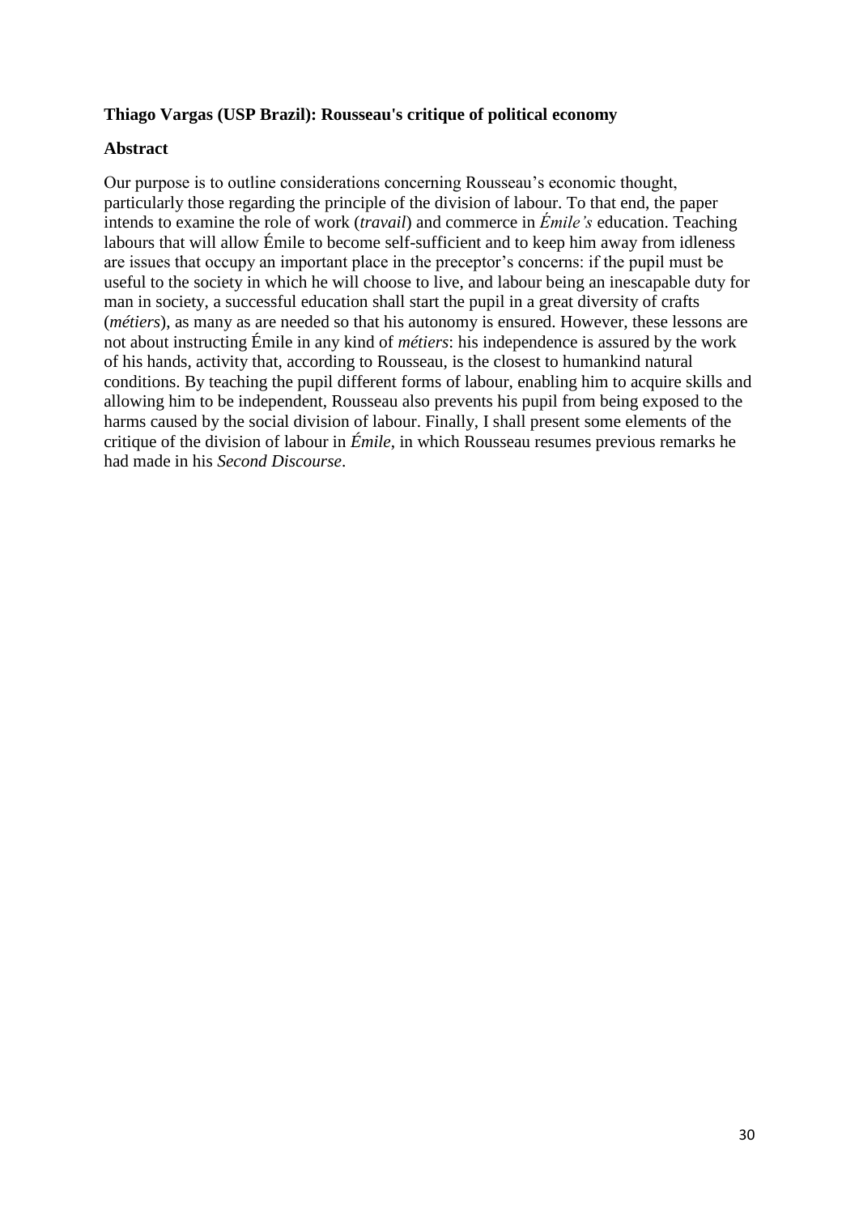**Thiago Vargas (USP Brazil): Rousseau's critique of political economy**

**Abstract**

Our purpose is to outline considerations concerning Rousseau's economic thought, particularly those regarding the principle of the division of labour. To that end, the paper intends to examine the role of work (*travail*) and commerce in *Émile's* education. Teaching labours that will allow Émile to become self-sufficient and to keep him away from idleness are issues that occupy an important place in the preceptor's concerns: if the pupil must be useful to the society in which he will choose to live, and labour being an inescapable duty for man in society, a successful education shall start the pupil in a great diversity of crafts (*métiers*), as many as are needed so that his autonomy is ensured. However, these lessons are not about instructing Émile in any kind of *métiers*: his independence is assured by the work of his hands, activity that, according to Rousseau, is the closest to humankind natural conditions. By teaching the pupil different forms of labour, enabling him to acquire skills and allowing him to be independent, Rousseau also prevents his pupil from being exposed to the harms caused by the social division of labour. Finally, I shall present some elements of the critique of the division of labour in *Émile*, in which Rousseau resumes previous remarks he had made in his *Second Discourse*.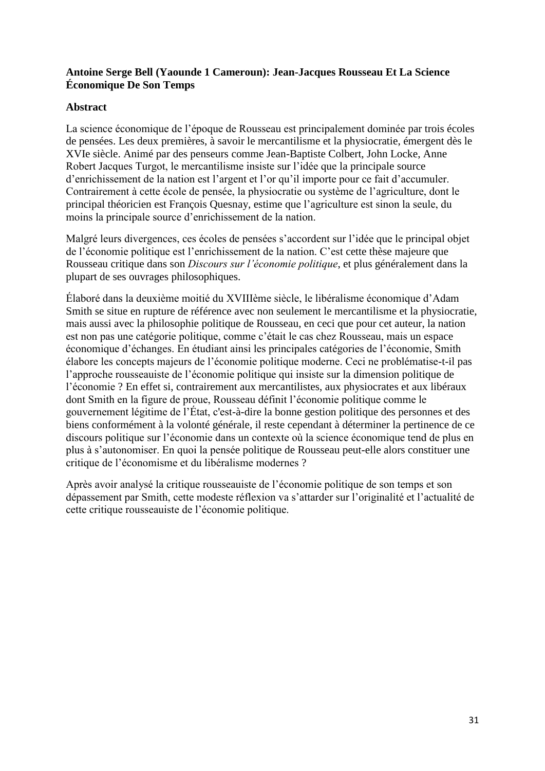**Antoine Serge Bell (Yaounde 1 Cameroun): Jean-Jacques Rousseau Et La Science Économique De Son Temps**

**Abstract**

La science économique de l'époque de Rousseau est principalement dominée par trois écoles de pensées. Les deux premières, à savoir le mercantilisme et la physiocratie, émergent dès le XVIe siècle. Animé par des penseurs comme Jean-Baptiste Colbert, John Locke, Anne Robert Jacques Turgot, le mercantilisme insiste sur l'idée que la principale source d'enrichissement de la nation est l'argent et l'or qu'il importe pour ce fait d'accumuler. Contrairement à cette école de pensée, la physiocratie ou système de l'agriculture, dont le principal théoricien est François Quesnay, estime que l'agriculture est sinon la seule, du moins la principale source d'enrichissement de la nation.

Malgré leurs divergences, ces écoles de pensées s'accordent sur l'idée que le principal objet de l'économie politique est l'enrichissement de la nation. C'est cette thèse majeure que Rousseau critique dans son *Discours sur l'économie politique*, et plus généralement dans la plupart de ses ouvrages philosophiques.

Élaboré dans la deuxième moitié du XVIIIème siècle, le libéralisme économique d'Adam Smith se situe en rupture de référence avec non seulement le mercantilisme et la physiocratie, mais aussi avec la philosophie politique de Rousseau, en ceci que pour cet auteur, la nation est non pas une catégorie politique, comme c'était le cas chez Rousseau, mais un espace économique d'échanges. En étudiant ainsi les principales catégories de l'économie, Smith élabore les concepts majeurs de l'économie politique moderne. Ceci ne problématise-t-il pas l'approche rousseauiste de l'économie politique qui insiste sur la dimension politique de l'économie ? En effet si, contrairement aux mercantilistes, aux physiocrates et aux libéraux dont Smith en la figure de proue, Rousseau définit l'économie politique comme le gouvernement légitime de l'État, c'est-à-dire la bonne gestion politique des personnes et des biens conformément à la volonté générale, il reste cependant à déterminer la pertinence de ce discours politique sur l'économie dans un contexte où la science économique tend de plus en plus à s'autonomiser. En quoi la pensée politique de Rousseau peut-elle alors constituer une critique de l'économisme et du libéralisme modernes ?

Après avoir analysé la critique rousseauiste de l'économie politique de son temps et son dépassement par Smith, cette modeste réflexion va s'attarder sur l'originalité et l'actualité de cette critique rousseauiste de l'économie politique.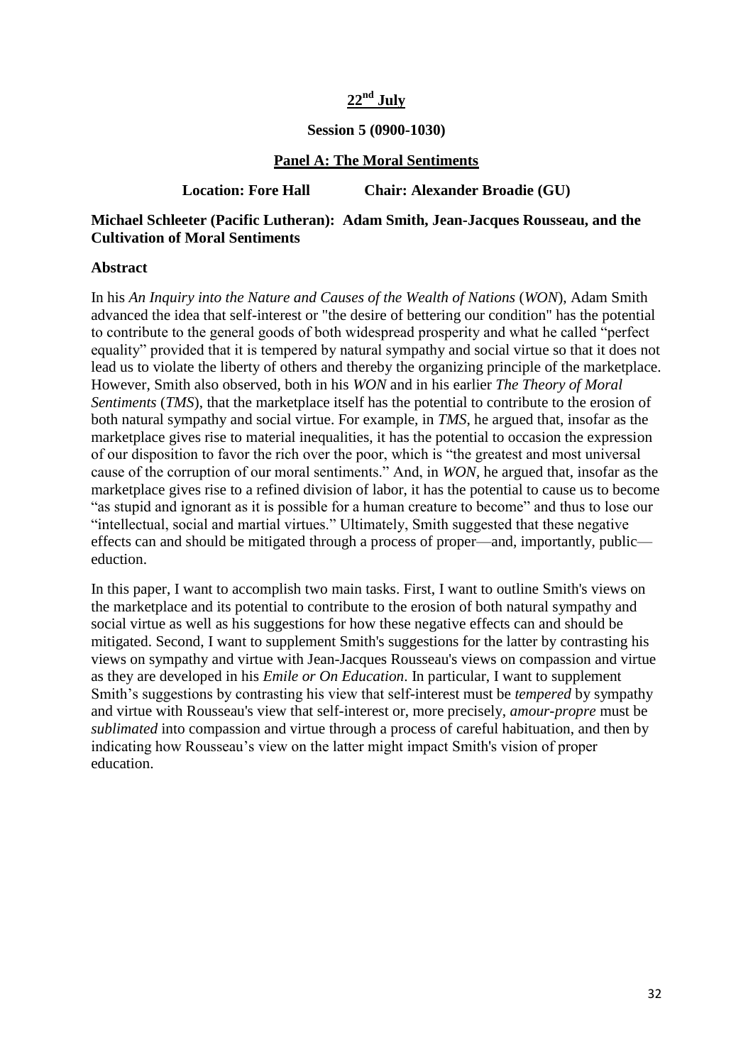## 22nd July

**Session 5 (0900-1030)**

**Panel A: The Moral Sentiments**

**Location: Fore Hall Chair: Alexander Broadie (GU)**

**Michael Schleeter (Pacific Lutheran): Adam Smith, Jean-Jacques Rousseau, and the Cultivation of Moral Sentiments**

**Abstract**

In his *An Inquiry into the Nature and Causes of the Wealth of Nations* (*WON*), Adam Smith advanced the idea that self-interest or "the desire of bettering our condition" has the potential to contribute to the general goods of both widespread prosperity and what he called "perfect equality" provided that it is tempered by natural sympathy and social virtue so that it does not lead us to violate the liberty of others and thereby the organizing principle of the marketplace. However, Smith also observed, both in his *WON* and in his earlier *The Theory of Moral Sentiments* (*TMS*), that the marketplace itself has the potential to contribute to the erosion of both natural sympathy and social virtue. For example, in *TMS*, he argued that, insofar as the marketplace gives rise to material inequalities, it has the potential to occasion the expression of our disposition to favor the rich over the poor, which is "the greatest and most universal cause of the corruption of our moral sentiments." And, in *WON*, he argued that, insofar as the marketplace gives rise to a refined division of labor, it has the potential to cause us to become "as stupid and ignorant as it is possible for a human creature to become" and thus to lose our "intellectual, social and martial virtues." Ultimately, Smith suggested that these negative effects can and should be mitigated through a process of proper—and, importantly, public—eduction.

In this paper, I want to accomplish two main tasks. First, I want to outline Smith's views on the marketplace and its potential to contribute to the erosion of both natural sympathy and social virtue as well as his suggestions for how these negative effects can and should be mitigated. Second, I want to supplement Smith's suggestions for the latter by contrasting his views on sympathy and virtue with Jean-Jacques Rousseau's views on compassion and virtue as they are developed in his *Emile or On Education*. In particular, I want to supplement Smith's suggestions by contrasting his view that self-interest must be *tempered* by sympathy and virtue with Rousseau's view that self-interest or, more precisely, *amour-propre* must be *sublimated* into compassion and virtue through a process of careful habituation, and then by indicating how Rousseau's view on the latter might impact Smith's vision of proper education.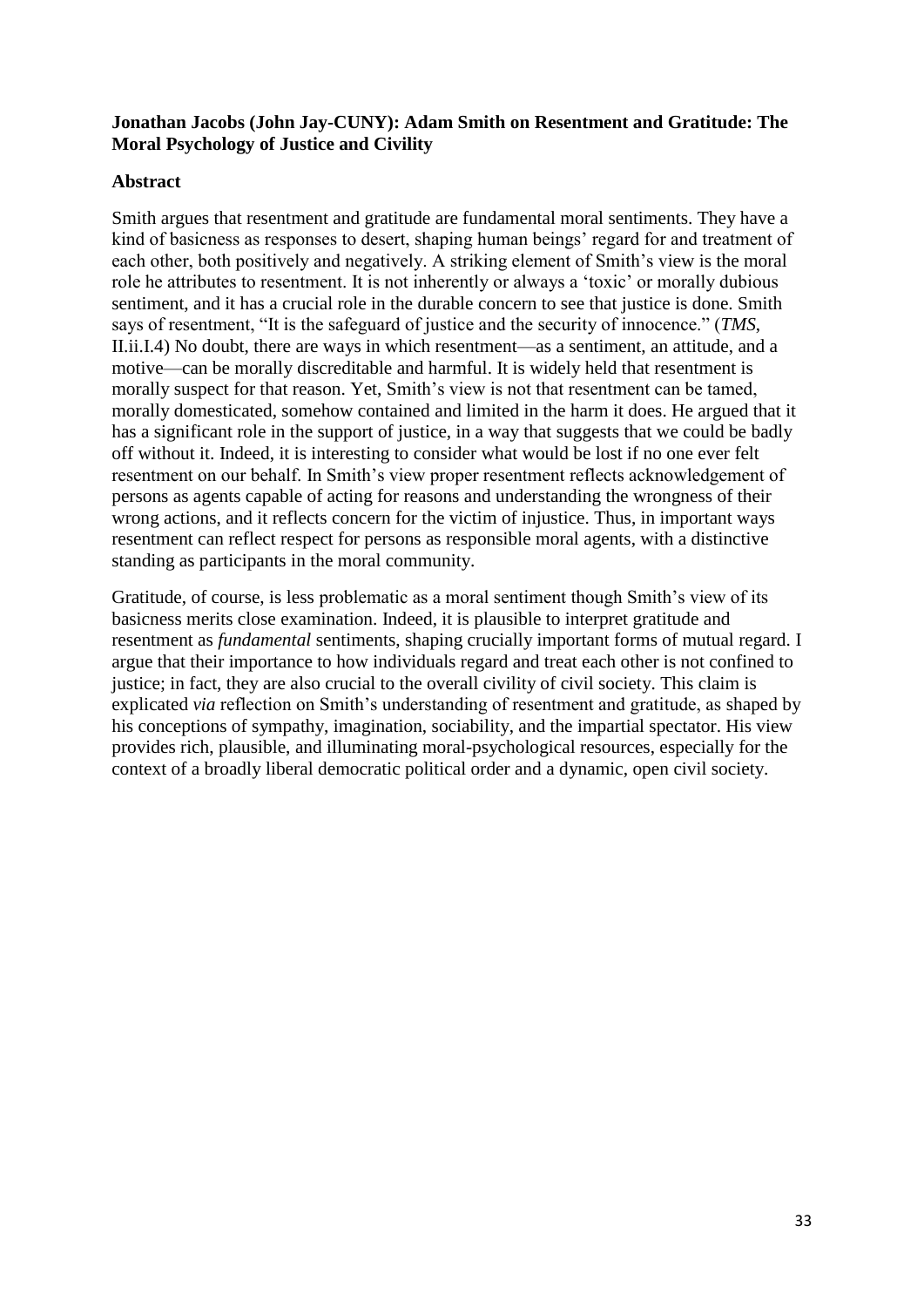**Jonathan Jacobs (John Jay-CUNY): Adam Smith on Resentment and Gratitude: The Moral Psychology of Justice and Civility**

**Abstract**

Smith argues that resentment and gratitude are fundamental moral sentiments. They have a kind of basicness as responses to desert, shaping human beings' regard for and treatment of each other, both positively and negatively. A striking element of Smith's view is the moral role he attributes to resentment. It is not inherently or always a 'toxic' or morally dubious sentiment, and it has a crucial role in the durable concern to see that justice is done. Smith says of resentment, "It is the safeguard of justice and the security of innocence." (*TMS*, II.ii.I.4) No doubt, there are ways in which resentment—as a sentiment, an attitude, and a motive—can be morally discreditable and harmful. It is widely held that resentment is morally suspect for that reason. Yet, Smith's view is not that resentment can be tamed, morally domesticated, somehow contained and limited in the harm it does. He argued that it has a significant role in the support of justice, in a way that suggests that we could be badly off without it. Indeed, it is interesting to consider what would be lost if no one ever felt resentment on our behalf. In Smith's view proper resentment reflects acknowledgement of persons as agents capable of acting for reasons and understanding the wrongness of their wrong actions, and it reflects concern for the victim of injustice. Thus, in important ways resentment can reflect respect for persons as responsible moral agents, with a distinctive standing as participants in the moral community.

Gratitude, of course, is less problematic as a moral sentiment though Smith's view of its basicness merits close examination. Indeed, it is plausible to interpret gratitude and resentment as *fundamental* sentiments, shaping crucially important forms of mutual regard. I argue that their importance to how individuals regard and treat each other is not confined to justice; in fact, they are also crucial to the overall civility of civil society. This claim is explicated *via* reflection on Smith's understanding of resentment and gratitude, as shaped by his conceptions of sympathy, imagination, sociability, and the impartial spectator. His view provides rich, plausible, and illuminating moral-psychological resources, especially for the context of a broadly liberal democratic political order and a dynamic, open civil society.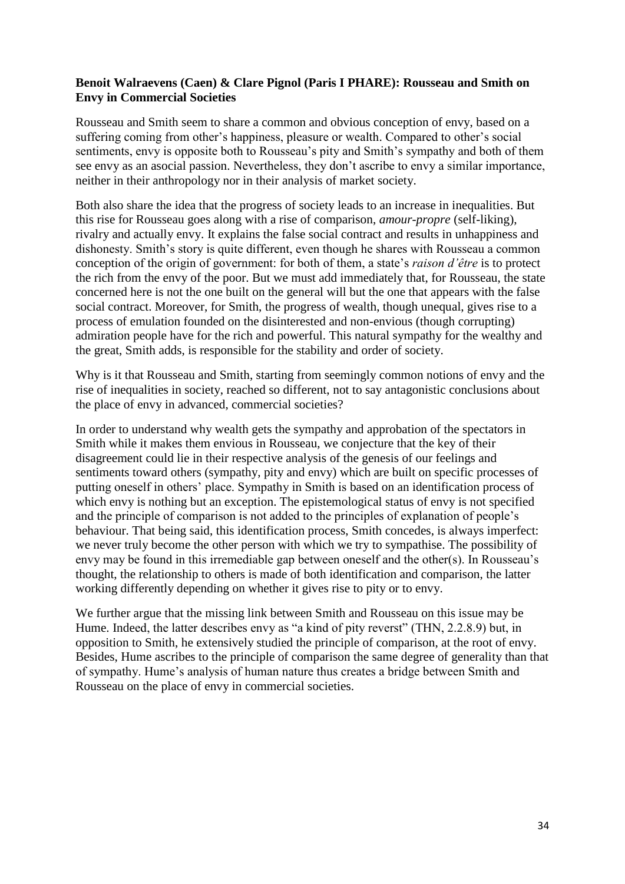**Benoit Walraevens (Caen) & Clare Pignol (Paris I PHARE): Rousseau and Smith on Envy in Commercial Societies**

Rousseau and Smith seem to share a common and obvious conception of envy, based on a suffering coming from other's happiness, pleasure or wealth. Compared to other's social sentiments, envy is opposite both to Rousseau's pity and Smith's sympathy and both of them see envy as an asocial passion. Nevertheless, they don't ascribe to envy a similar importance, neither in their anthropology nor in their analysis of market society.

Both also share the idea that the progress of society leads to an increase in inequalities. But this rise for Rousseau goes along with a rise of comparison, *amour-propre* (self-liking), rivalry and actually envy. It explains the false social contract and results in unhappiness and dishonesty. Smith's story is quite different, even though he shares with Rousseau a common conception of the origin of government: for both of them, a state's *raison d'être* is to protect the rich from the envy of the poor. But we must add immediately that, for Rousseau, the state concerned here is not the one built on the general will but the one that appears with the false social contract. Moreover, for Smith, the progress of wealth, though unequal, gives rise to a process of emulation founded on the disinterested and non-envious (though corrupting) admiration people have for the rich and powerful. This natural sympathy for the wealthy and the great, Smith adds, is responsible for the stability and order of society.

Why is it that Rousseau and Smith, starting from seemingly common notions of envy and the rise of inequalities in society, reached so different, not to say antagonistic conclusions about the place of envy in advanced, commercial societies?

In order to understand why wealth gets the sympathy and approbation of the spectators in Smith while it makes them envious in Rousseau, we conjecture that the key of their disagreement could lie in their respective analysis of the genesis of our feelings and sentiments toward others (sympathy, pity and envy) which are built on specific processes of putting oneself in others' place. Sympathy in Smith is based on an identification process of which envy is nothing but an exception. The epistemological status of envy is not specified and the principle of comparison is not added to the principles of explanation of people's behaviour. That being said, this identification process, Smith concedes, is always imperfect: we never truly become the other person with which we try to sympathise. The possibility of envy may be found in this irremediable gap between oneself and the other(s). In Rousseau's thought, the relationship to others is made of both identification and comparison, the latter working differently depending on whether it gives rise to pity or to envy.

We further argue that the missing link between Smith and Rousseau on this issue may be Hume. Indeed, the latter describes envy as "a kind of pity reverst" (THN, 2.2.8.9) but, in opposition to Smith, he extensively studied the principle of comparison, at the root of envy. Besides, Hume ascribes to the principle of comparison the same degree of generality than that of sympathy. Hume's analysis of human nature thus creates a bridge between Smith and Rousseau on the place of envy in commercial societies.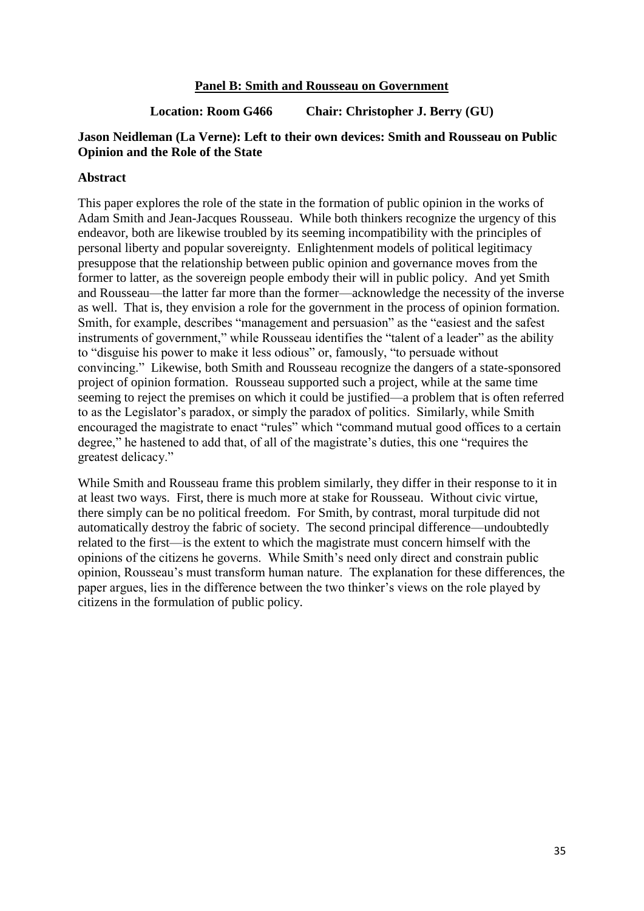## **Panel B: Smith and Rousseau on Government**

**Location: Room G466 Chair: Christopher J. Berry (GU)**

**Jason Neidleman (La Verne): Left to their own devices: Smith and Rousseau on Public Opinion and the Role of the State**

**Abstract**

This paper explores the role of the state in the formation of public opinion in the works of Adam Smith and Jean-Jacques Rousseau. While both thinkers recognize the urgency of this endeavor, both are likewise troubled by its seeming incompatibility with the principles of personal liberty and popular sovereignty. Enlightenment models of political legitimacy presuppose that the relationship between public opinion and governance moves from the former to latter, as the sovereign people embody their will in public policy. And yet Smith and Rousseau—the latter far more than the former—acknowledge the necessity of the inverse as well. That is, they envision a role for the government in the process of opinion formation. Smith, for example, describes "management and persuasion" as the "easiest and the safest instruments of government," while Rousseau identifies the "talent of a leader" as the ability to "disguise his power to make it less odious" or, famously, "to persuade without convincing." Likewise, both Smith and Rousseau recognize the dangers of a state-sponsored project of opinion formation. Rousseau supported such a project, while at the same time seeming to reject the premises on which it could be justified—a problem that is often referred to as the Legislator's paradox, or simply the paradox of politics. Similarly, while Smith encouraged the magistrate to enact "rules" which "command mutual good offices to a certain degree," he hastened to add that, of all of the magistrate's duties, this one "requires the greatest delicacy."

While Smith and Rousseau frame this problem similarly, they differ in their response to it in at least two ways. First, there is much more at stake for Rousseau. Without civic virtue, there simply can be no political freedom. For Smith, by contrast, moral turpitude did not automatically destroy the fabric of society. The second principal difference—undoubtedly related to the first—is the extent to which the magistrate must concern himself with the opinions of the citizens he governs. While Smith's need only direct and constrain public opinion, Rousseau's must transform human nature. The explanation for these differences, the paper argues, lies in the difference between the two thinker's views on the role played by citizens in the formulation of public policy.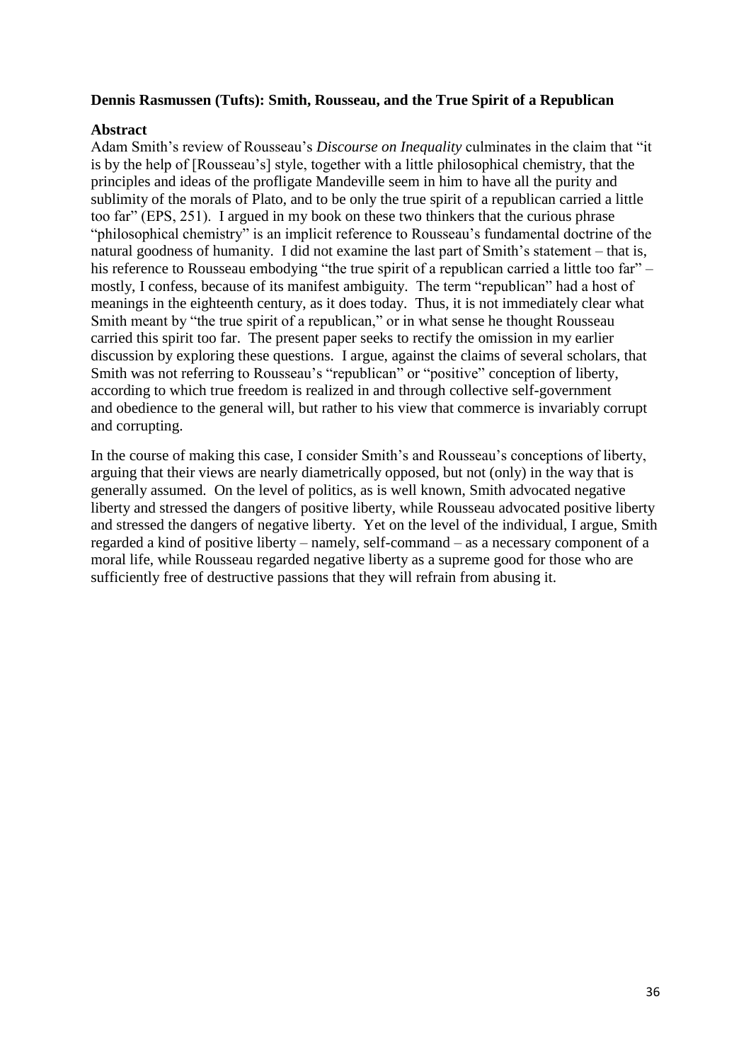**Dennis Rasmussen (Tufts): Smith, Rousseau, and the True Spirit of a Republican**

**Abstract**

Adam Smith's review of Rousseau's *Discourse on Inequality* culminates in the claim that "it is by the help of [Rousseau's] style, together with a little philosophical chemistry, that the principles and ideas of the profligate Mandeville seem in him to have all the purity and sublimity of the morals of Plato, and to be only the true spirit of a republican carried a little too far" (EPS, 251). I argued in my book on these two thinkers that the curious phrase "philosophical chemistry" is an implicit reference to Rousseau's fundamental doctrine of the natural goodness of humanity. I did not examine the last part of Smith's statement – that is, his reference to Rousseau embodying "the true spirit of a republican carried a little too far" – mostly, I confess, because of its manifest ambiguity. The term "republican" had a host of meanings in the eighteenth century, as it does today. Thus, it is not immediately clear what Smith meant by "the true spirit of a republican," or in what sense he thought Rousseau carried this spirit too far. The present paper seeks to rectify the omission in my earlier discussion by exploring these questions. I argue, against the claims of several scholars, that Smith was not referring to Rousseau's "republican" or "positive" conception of liberty, according to which true freedom is realized in and through collective self-government and obedience to the general will, but rather to his view that commerce is invariably corrupt and corrupting.

In the course of making this case, I consider Smith's and Rousseau's conceptions of liberty, arguing that their views are nearly diametrically opposed, but not (only) in the way that is generally assumed. On the level of politics, as is well known, Smith advocated negative liberty and stressed the dangers of positive liberty, while Rousseau advocated positive liberty and stressed the dangers of negative liberty. Yet on the level of the individual, I argue, Smith regarded a kind of positive liberty – namely, self-command – as a necessary component of a moral life, while Rousseau regarded negative liberty as a supreme good for those who are sufficiently free of destructive passions that they will refrain from abusing it.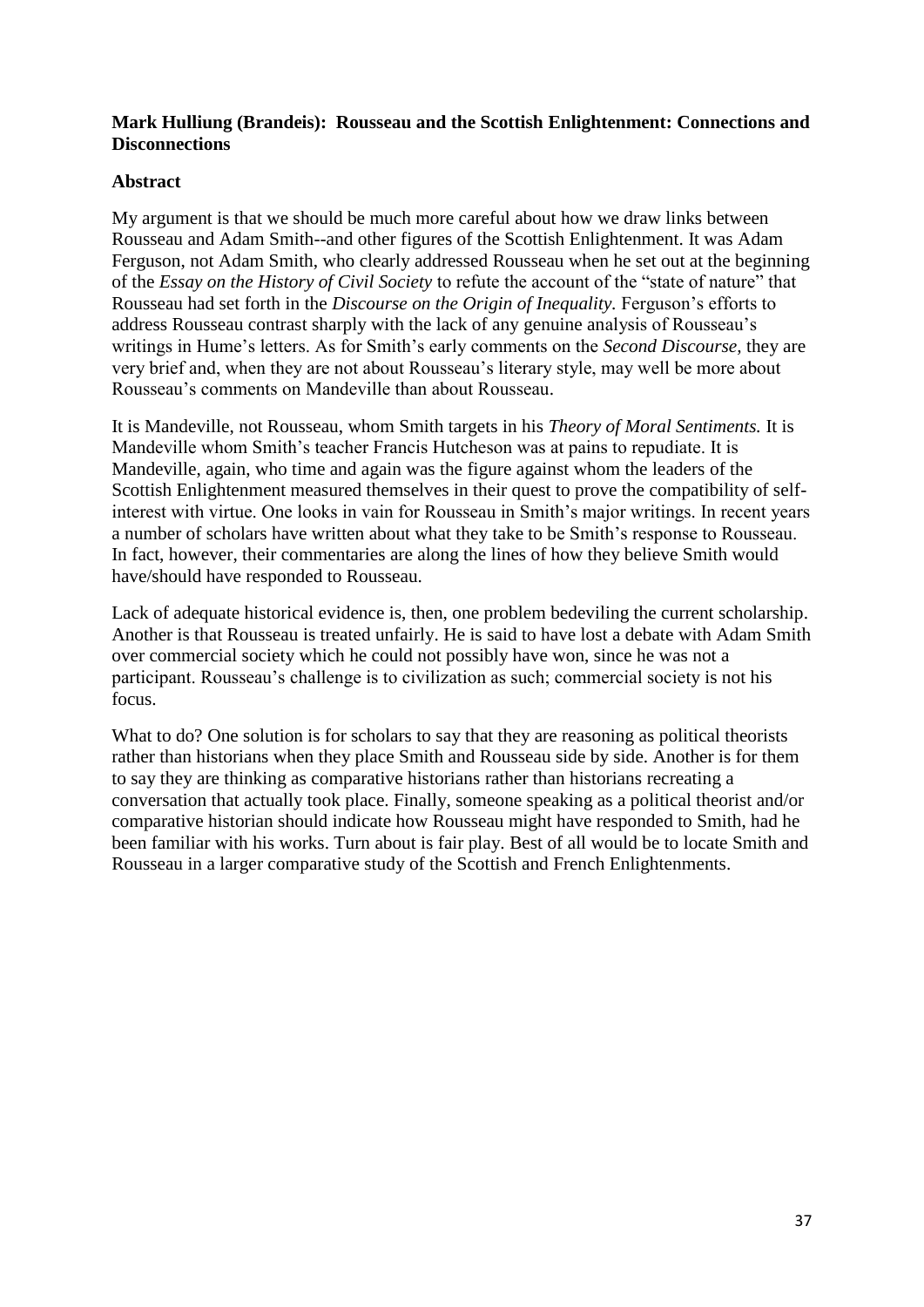**Mark Hulliung (Brandeis): Rousseau and the Scottish Enlightenment: Connections and Disconnections**

**Abstract**

My argument is that we should be much more careful about how we draw links between Rousseau and Adam Smith--and other figures of the Scottish Enlightenment. It was Adam Ferguson, not Adam Smith, who clearly addressed Rousseau when he set out at the beginning of the *Essay on the History of Civil Society* to refute the account of the "state of nature" that Rousseau had set forth in the *Discourse on the Origin of Inequality.* Ferguson's efforts to address Rousseau contrast sharply with the lack of any genuine analysis of Rousseau's writings in Hume's letters. As for Smith's early comments on the *Second Discourse,* they are very brief and, when they are not about Rousseau's literary style, may well be more about Rousseau's comments on Mandeville than about Rousseau.

It is Mandeville, not Rousseau, whom Smith targets in his *Theory of Moral Sentiments.* It is Mandeville whom Smith's teacher Francis Hutcheson was at pains to repudiate. It is Mandeville, again, who time and again was the figure against whom the leaders of the Scottish Enlightenment measured themselves in their quest to prove the compatibility of self-interest with virtue. One looks in vain for Rousseau in Smith's major writings. In recent years a number of scholars have written about what they take to be Smith's response to Rousseau. In fact, however, their commentaries are along the lines of how they believe Smith would have/should have responded to Rousseau.

Lack of adequate historical evidence is, then, one problem bedeviling the current scholarship. Another is that Rousseau is treated unfairly. He is said to have lost a debate with Adam Smith over commercial society which he could not possibly have won, since he was not a participant. Rousseau's challenge is to civilization as such; commercial society is not his focus.

What to do? One solution is for scholars to say that they are reasoning as political theorists rather than historians when they place Smith and Rousseau side by side. Another is for them to say they are thinking as comparative historians rather than historians recreating a conversation that actually took place. Finally, someone speaking as a political theorist and/or comparative historian should indicate how Rousseau might have responded to Smith, had he been familiar with his works. Turn about is fair play. Best of all would be to locate Smith and Rousseau in a larger comparative study of the Scottish and French Enlightenments.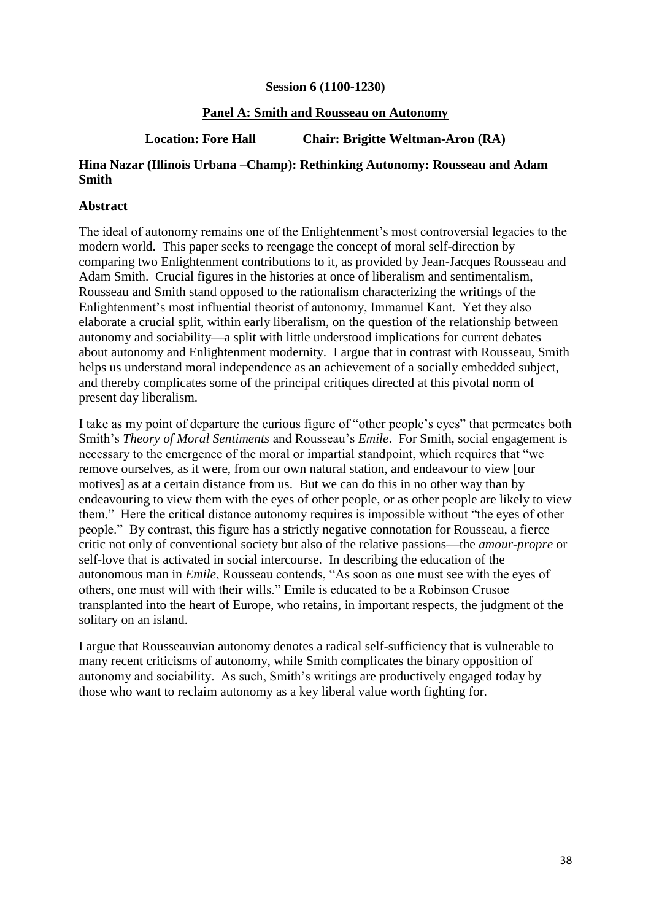**Session 6 (1100-1230)**

**Panel A: Smith and Rousseau on Autonomy**

**Location: Fore Hall Chair: Brigitte Weltman-Aron (RA)**

**Hina Nazar (Illinois Urbana –Champ): Rethinking Autonomy: Rousseau and Adam Smith**

**Abstract**

The ideal of autonomy remains one of the Enlightenment's most controversial legacies to the modern world. This paper seeks to reengage the concept of moral self-direction by comparing two Enlightenment contributions to it, as provided by Jean-Jacques Rousseau and Adam Smith. Crucial figures in the histories at once of liberalism and sentimentalism, Rousseau and Smith stand opposed to the rationalism characterizing the writings of the Enlightenment's most influential theorist of autonomy, Immanuel Kant. Yet they also elaborate a crucial split, within early liberalism, on the question of the relationship between autonomy and sociability—a split with little understood implications for current debates about autonomy and Enlightenment modernity. I argue that in contrast with Rousseau, Smith helps us understand moral independence as an achievement of a socially embedded subject, and thereby complicates some of the principal critiques directed at this pivotal norm of present day liberalism.

I take as my point of departure the curious figure of "other people's eyes" that permeates both Smith's *Theory of Moral Sentiments* and Rousseau's *Emile*. For Smith, social engagement is necessary to the emergence of the moral or impartial standpoint, which requires that "we remove ourselves, as it were, from our own natural station, and endeavour to view [our motives] as at a certain distance from us. But we can do this in no other way than by endeavouring to view them with the eyes of other people, or as other people are likely to view them." Here the critical distance autonomy requires is impossible without "the eyes of other people." By contrast, this figure has a strictly negative connotation for Rousseau, a fierce critic not only of conventional society but also of the relative passions—the *amour-propre* or self-love that is activated in social intercourse. In describing the education of the autonomous man in *Emile*, Rousseau contends, "As soon as one must see with the eyes of others, one must will with their wills." Emile is educated to be a Robinson Crusoe transplanted into the heart of Europe, who retains, in important respects, the judgment of the solitary on an island.

I argue that Rousseauvian autonomy denotes a radical self-sufficiency that is vulnerable to many recent criticisms of autonomy, while Smith complicates the binary opposition of autonomy and sociability. As such, Smith's writings are productively engaged today by those who want to reclaim autonomy as a key liberal value worth fighting for.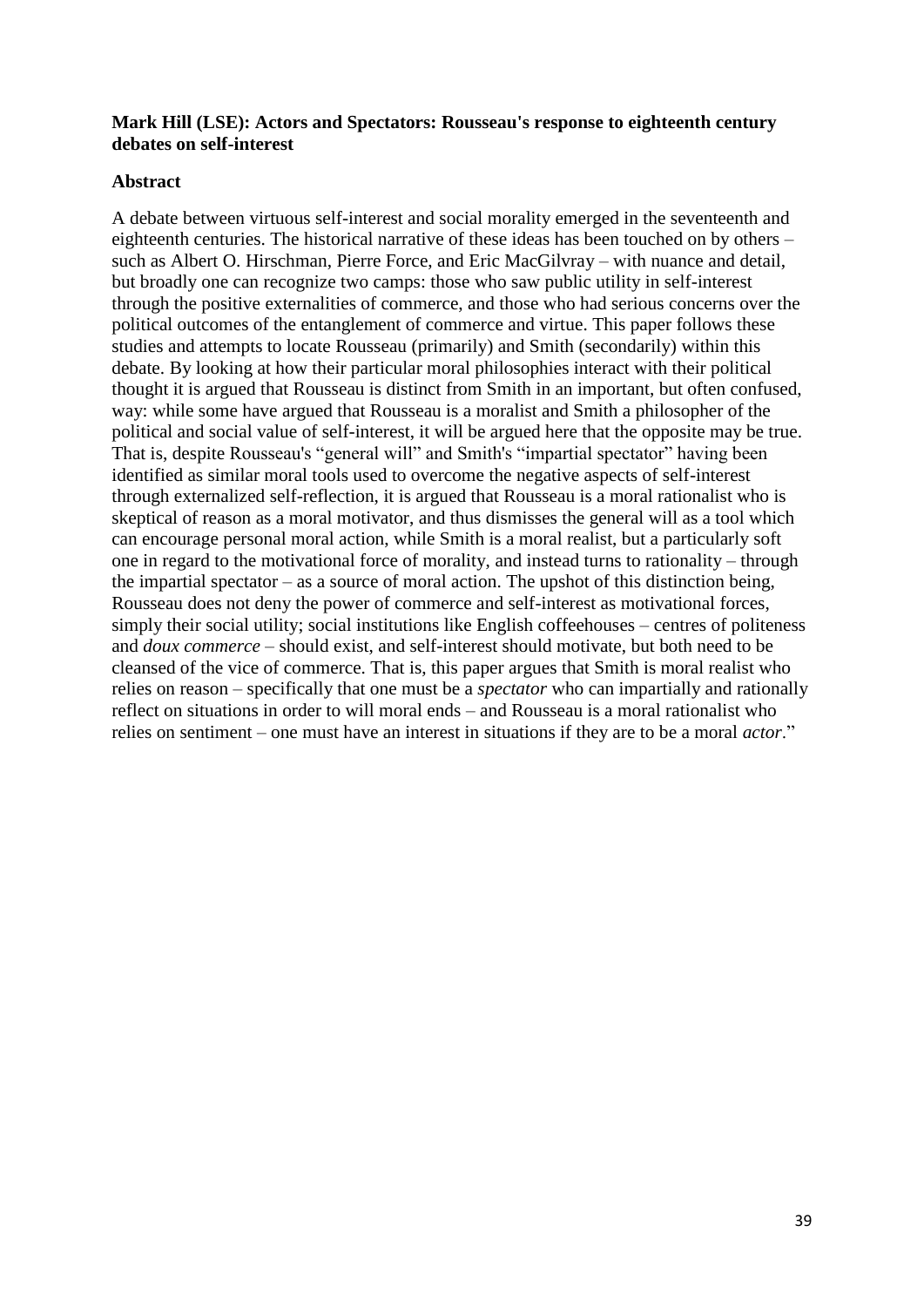**Mark Hill (LSE): Actors and Spectators: Rousseau's response to eighteenth century debates on self-interest**

**Abstract**

A debate between virtuous self-interest and social morality emerged in the seventeenth and eighteenth centuries. The historical narrative of these ideas has been touched on by others – such as Albert O. Hirschman, Pierre Force, and Eric MacGilvray – with nuance and detail, but broadly one can recognize two camps: those who saw public utility in self-interest through the positive externalities of commerce, and those who had serious concerns over the political outcomes of the entanglement of commerce and virtue. This paper follows these studies and attempts to locate Rousseau (primarily) and Smith (secondarily) within this debate. By looking at how their particular moral philosophies interact with their political thought it is argued that Rousseau is distinct from Smith in an important, but often confused, way: while some have argued that Rousseau is a moralist and Smith a philosopher of the political and social value of self-interest, it will be argued here that the opposite may be true. That is, despite Rousseau's "general will" and Smith's "impartial spectator" having been identified as similar moral tools used to overcome the negative aspects of self-interest through externalized self-reflection, it is argued that Rousseau is a moral rationalist who is skeptical of reason as a moral motivator, and thus dismisses the general will as a tool which can encourage personal moral action, while Smith is a moral realist, but a particularly soft one in regard to the motivational force of morality, and instead turns to rationality – through the impartial spectator – as a source of moral action. The upshot of this distinction being, Rousseau does not deny the power of commerce and self-interest as motivational forces, simply their social utility; social institutions like English coffeehouses – centres of politeness and *doux commerce* – should exist, and self-interest should motivate, but both need to be cleansed of the vice of commerce. That is, this paper argues that Smith is moral realist who relies on reason – specifically that one must be a *spectator* who can impartially and rationally reflect on situations in order to will moral ends – and Rousseau is a moral rationalist who relies on sentiment – one must have an interest in situations if they are to be a moral *actor*."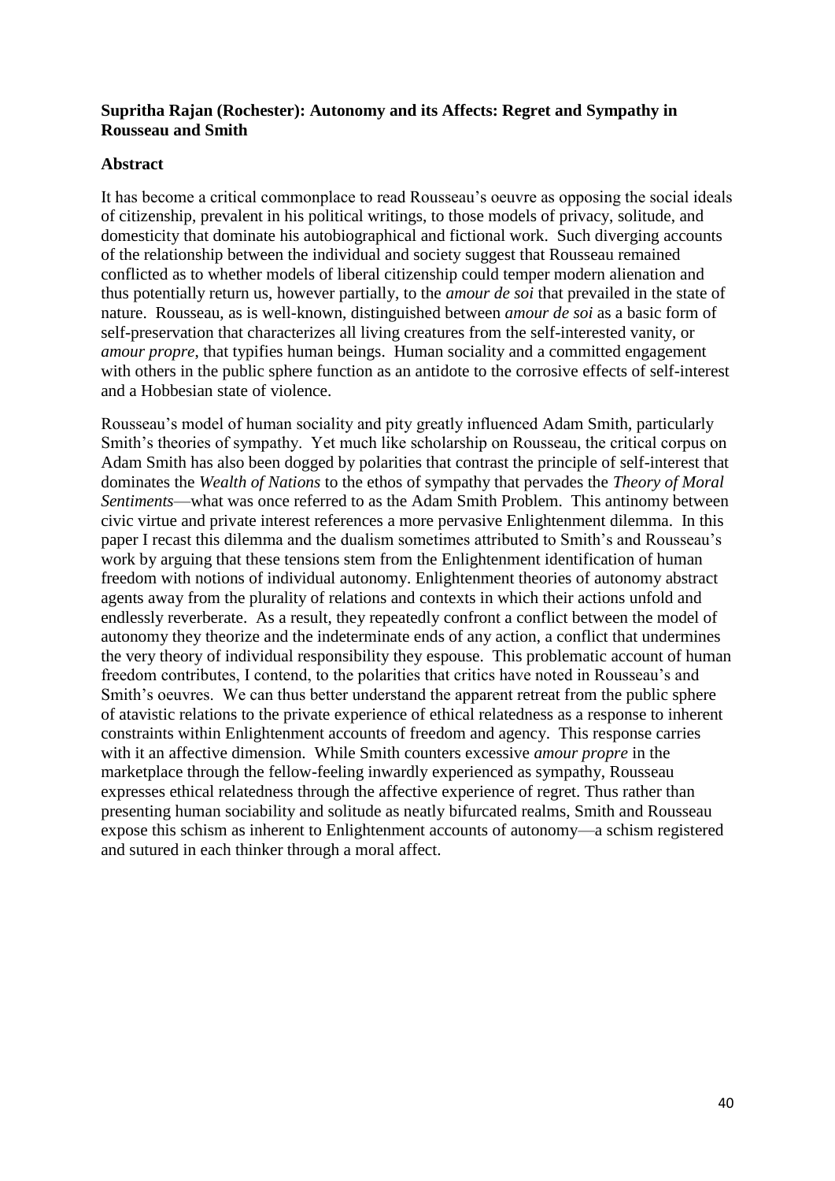**Supritha Rajan (Rochester): Autonomy and its Affects: Regret and Sympathy in Rousseau and Smith**

**Abstract**

It has become a critical commonplace to read Rousseau's oeuvre as opposing the social ideals of citizenship, prevalent in his political writings, to those models of privacy, solitude, and domesticity that dominate his autobiographical and fictional work. Such diverging accounts of the relationship between the individual and society suggest that Rousseau remained conflicted as to whether models of liberal citizenship could temper modern alienation and thus potentially return us, however partially, to the *amour de soi* that prevailed in the state of nature. Rousseau, as is well-known, distinguished between *amour de soi* as a basic form of self-preservation that characterizes all living creatures from the self-interested vanity, or *amour propre*, that typifies human beings. Human sociality and a committed engagement with others in the public sphere function as an antidote to the corrosive effects of self-interest and a Hobbesian state of violence.

Rousseau's model of human sociality and pity greatly influenced Adam Smith, particularly Smith's theories of sympathy. Yet much like scholarship on Rousseau, the critical corpus on Adam Smith has also been dogged by polarities that contrast the principle of self-interest that dominates the *Wealth of Nations* to the ethos of sympathy that pervades the *Theory of Moral Sentiments*—what was once referred to as the Adam Smith Problem. This antinomy between civic virtue and private interest references a more pervasive Enlightenment dilemma. In this paper I recast this dilemma and the dualism sometimes attributed to Smith's and Rousseau's work by arguing that these tensions stem from the Enlightenment identification of human freedom with notions of individual autonomy. Enlightenment theories of autonomy abstract agents away from the plurality of relations and contexts in which their actions unfold and endlessly reverberate. As a result, they repeatedly confront a conflict between the model of autonomy they theorize and the indeterminate ends of any action, a conflict that undermines the very theory of individual responsibility they espouse. This problematic account of human freedom contributes, I contend, to the polarities that critics have noted in Rousseau's and Smith's oeuvres. We can thus better understand the apparent retreat from the public sphere of atavistic relations to the private experience of ethical relatedness as a response to inherent constraints within Enlightenment accounts of freedom and agency. This response carries with it an affective dimension. While Smith counters excessive *amour propre* in the marketplace through the fellow-feeling inwardly experienced as sympathy, Rousseau expresses ethical relatedness through the affective experience of regret. Thus rather than presenting human sociability and solitude as neatly bifurcated realms, Smith and Rousseau expose this schism as inherent to Enlightenment accounts of autonomy—a schism registered and sutured in each thinker through a moral affect.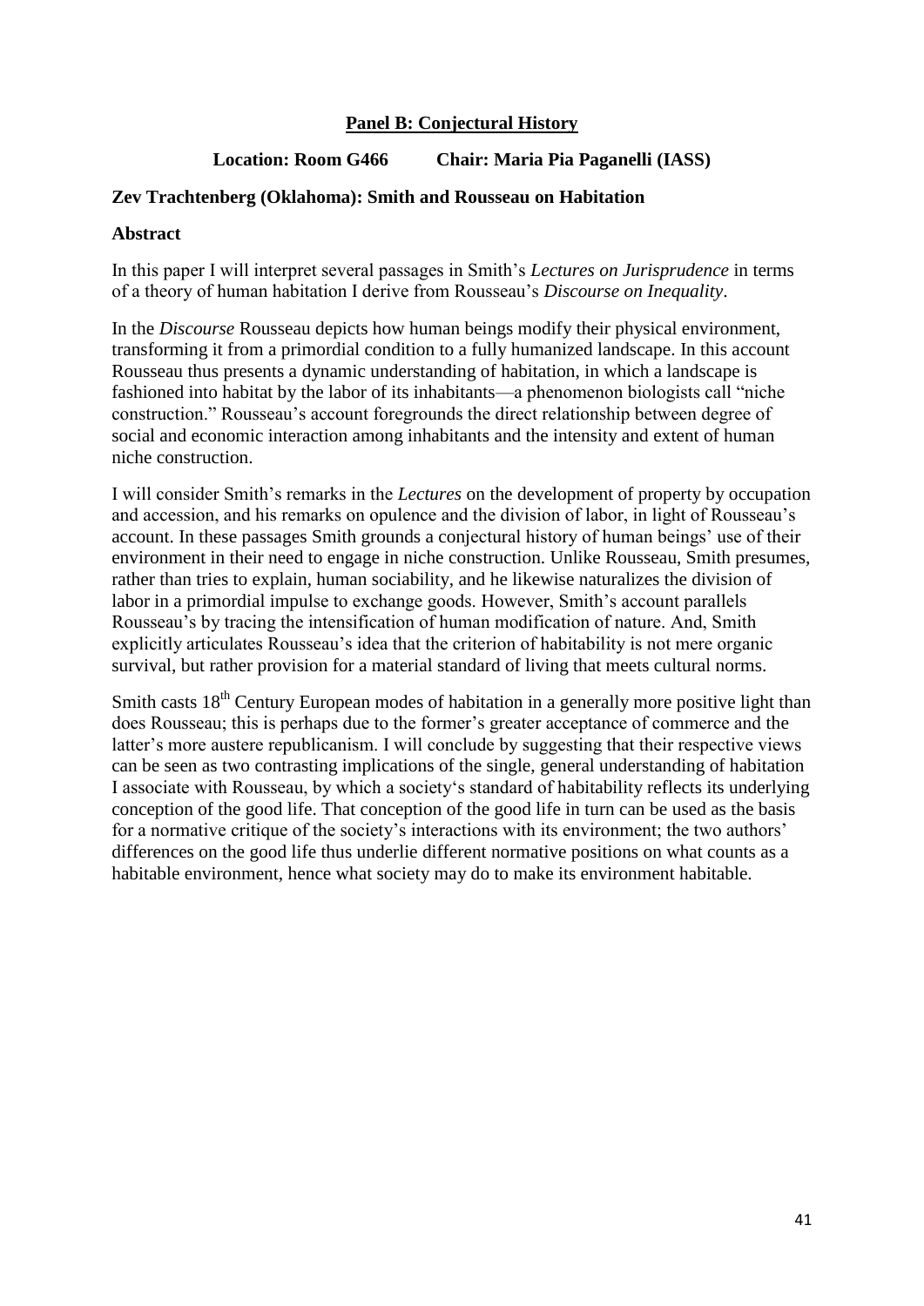## Panel B: Conjectural History

**Location: Room G466 Chair: Maria Pia Paganelli (IASS)**

### Zev Trachtenberg (Oklahoma): Smith and Rousseau on Habitation

**Abstract**

In this paper I will interpret several passages in Smith's *Lectures on Jurisprudence* in terms of a theory of human habitation I derive from Rousseau's *Discourse on Inequality*.

In the *Discourse* Rousseau depicts how human beings modify their physical environment, transforming it from a primordial condition to a fully humanized landscape. In this account Rousseau thus presents a dynamic understanding of habitation, in which a landscape is fashioned into habitat by the labor of its inhabitants—a phenomenon biologists call "niche construction." Rousseau's account foregrounds the direct relationship between degree of social and economic interaction among inhabitants and the intensity and extent of human niche construction.

I will consider Smith's remarks in the *Lectures* on the development of property by occupation and accession, and his remarks on opulence and the division of labor, in light of Rousseau's account. In these passages Smith grounds a conjectural history of human beings' use of their environment in their need to engage in niche construction. Unlike Rousseau, Smith presumes, rather than tries to explain, human sociability, and he likewise naturalizes the division of labor in a primordial impulse to exchange goods. However, Smith's account parallels Rousseau's by tracing the intensification of human modification of nature. And, Smith explicitly articulates Rousseau's idea that the criterion of habitability is not mere organic survival, but rather provision for a material standard of living that meets cultural norms.

Smith casts 18th Century European modes of habitation in a generally more positive light than does Rousseau; this is perhaps due to the former's greater acceptance of commerce and the latter's more austere republicanism. I will conclude by suggesting that their respective views can be seen as two contrasting implications of the single, general understanding of habitation I associate with Rousseau, by which a society's standard of habitability reflects its underlying conception of the good life. That conception of the good life in turn can be used as the basis for a normative critique of the society's interactions with its environment; the two authors' differences on the good life thus underlie different normative positions on what counts as a habitable environment, hence what society may do to make its environment habitable.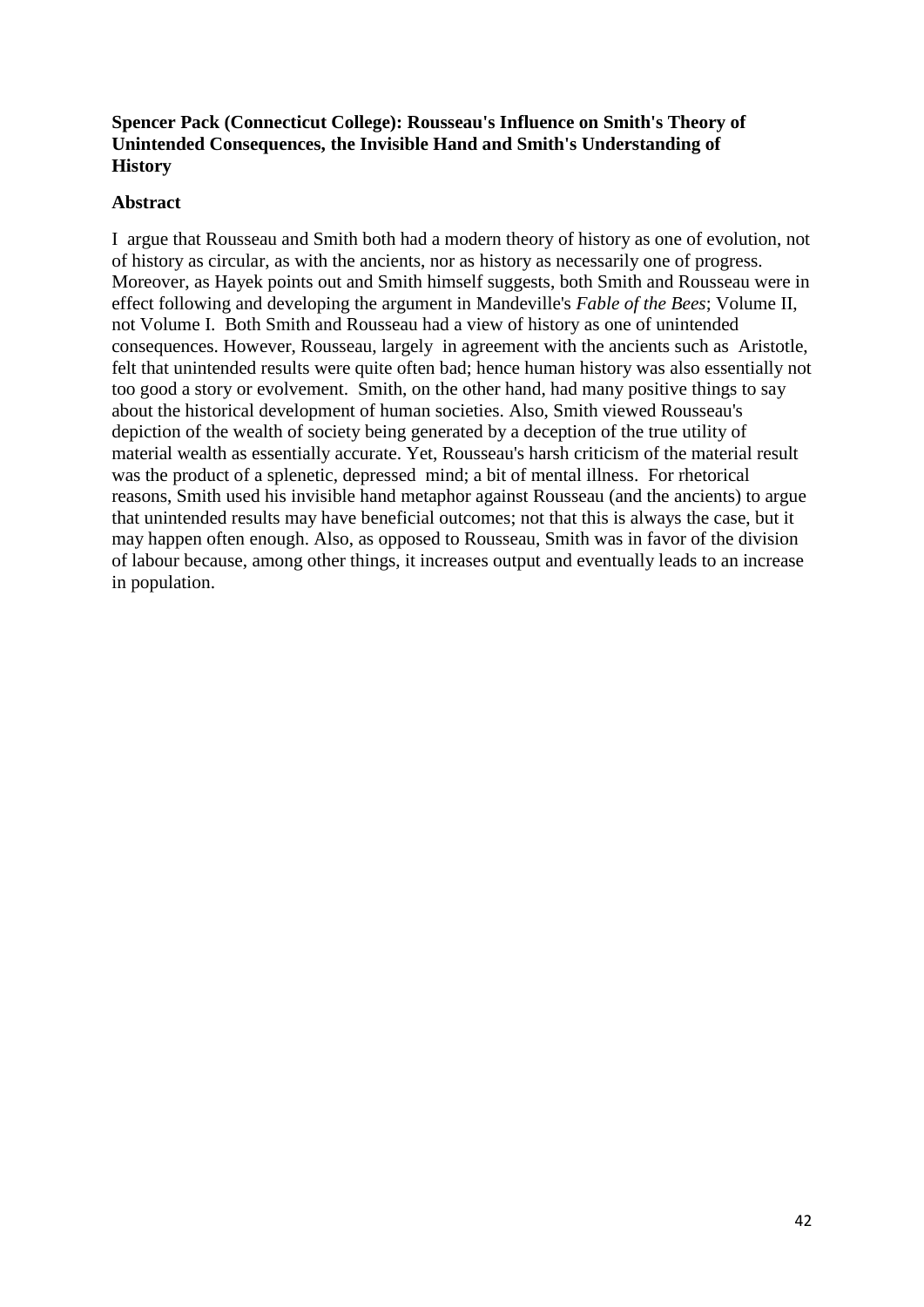**Spencer Pack (Connecticut College): Rousseau's Influence on Smith's Theory of Unintended Consequences, the Invisible Hand and Smith's Understanding of History**

**Abstract**

I argue that Rousseau and Smith both had a modern theory of history as one of evolution, not of history as circular, as with the ancients, nor as history as necessarily one of progress. Moreover, as Hayek points out and Smith himself suggests, both Smith and Rousseau were in effect following and developing the argument in Mandeville's *Fable of the Bees*; Volume II, not Volume I. Both Smith and Rousseau had a view of history as one of unintended consequences. However, Rousseau, largely in agreement with the ancients such as Aristotle, felt that unintended results were quite often bad; hence human history was also essentially not too good a story or evolvement. Smith, on the other hand, had many positive things to say about the historical development of human societies. Also, Smith viewed Rousseau's depiction of the wealth of society being generated by a deception of the true utility of material wealth as essentially accurate. Yet, Rousseau's harsh criticism of the material result was the product of a splenetic, depressed mind; a bit of mental illness. For rhetorical reasons, Smith used his invisible hand metaphor against Rousseau (and the ancients) to argue that unintended results may have beneficial outcomes; not that this is always the case, but it may happen often enough. Also, as opposed to Rousseau, Smith was in favor of the division of labour because, among other things, it increases output and eventually leads to an increase in population.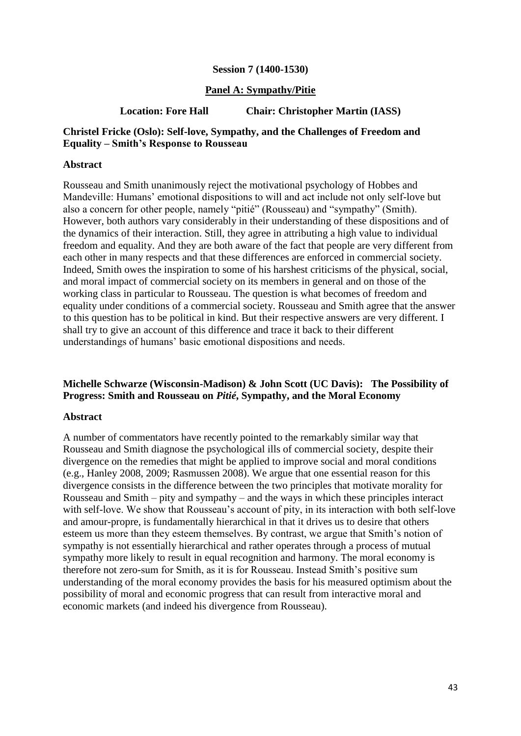**Session 7 (1400-1530)**

**Panel A: Sympathy/Pitie**

**Location: Fore Hall** **Chair: Christopher Martin (IASS)**

**Christel Fricke (Oslo): Self-love, Sympathy, and the Challenges of Freedom and Equality – Smith's Response to Rousseau**

**Abstract**

Rousseau and Smith unanimously reject the motivational psychology of Hobbes and Mandeville: Humans' emotional dispositions to will and act include not only self-love but also a concern for other people, namely "pitié" (Rousseau) and "sympathy" (Smith). However, both authors vary considerably in their understanding of these dispositions and of the dynamics of their interaction. Still, they agree in attributing a high value to individual freedom and equality. And they are both aware of the fact that people are very different from each other in many respects and that these differences are enforced in commercial society. Indeed, Smith owes the inspiration to some of his harshest criticisms of the physical, social, and moral impact of commercial society on its members in general and on those of the working class in particular to Rousseau. The question is what becomes of freedom and equality under conditions of a commercial society. Rousseau and Smith agree that the answer to this question has to be political in kind. But their respective answers are very different. I shall try to give an account of this difference and trace it back to their different understandings of humans' basic emotional dispositions and needs.

**Michelle Schwarze (Wisconsin-Madison) & John Scott (UC Davis): The Possibility of Progress: Smith and Rousseau on *Pitié*, Sympathy, and the Moral Economy**

**Abstract**

A number of commentators have recently pointed to the remarkably similar way that Rousseau and Smith diagnose the psychological ills of commercial society, despite their divergence on the remedies that might be applied to improve social and moral conditions (e.g., Hanley 2008, 2009; Rasmussen 2008). We argue that one essential reason for this divergence consists in the difference between the two principles that motivate morality for Rousseau and Smith – pity and sympathy – and the ways in which these principles interact with self-love. We show that Rousseau's account of pity, in its interaction with both self-love and amour-propre, is fundamentally hierarchical in that it drives us to desire that others esteem us more than they esteem themselves. By contrast, we argue that Smith's notion of sympathy is not essentially hierarchical and rather operates through a process of mutual sympathy more likely to result in equal recognition and harmony. The moral economy is therefore not zero-sum for Smith, as it is for Rousseau. Instead Smith's positive sum understanding of the moral economy provides the basis for his measured optimism about the possibility of moral and economic progress that can result from interactive moral and economic markets (and indeed his divergence from Rousseau).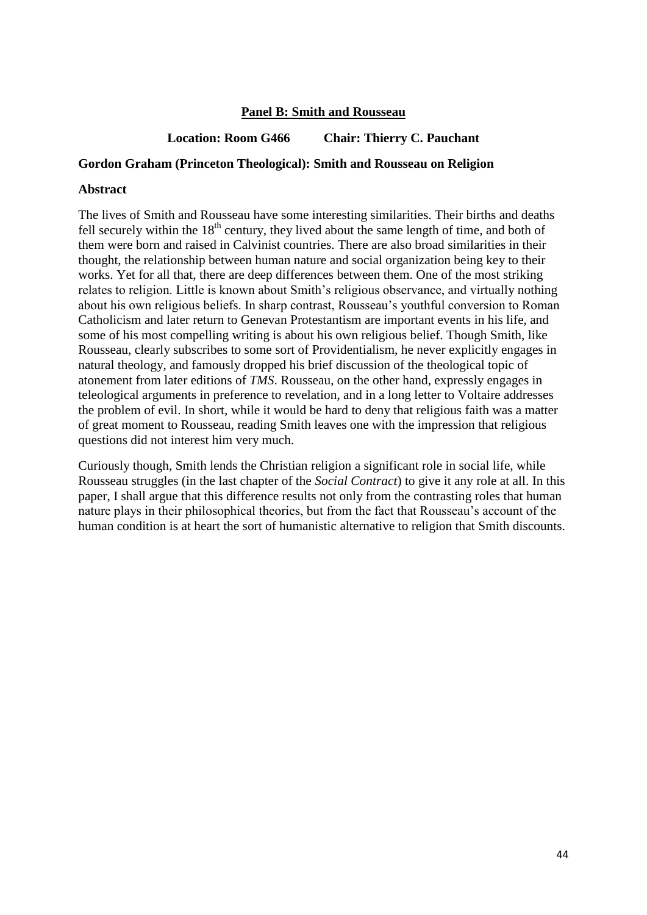## Panel B: Smith and Rousseau

**Location: Room G466 Chair: Thierry C. Pauchant**

### Gordon Graham (Princeton Theological): Smith and Rousseau on Religion

**Abstract**

The lives of Smith and Rousseau have some interesting similarities. Their births and deaths fell securely within the 18th century, they lived about the same length of time, and both of them were born and raised in Calvinist countries. There are also broad similarities in their thought, the relationship between human nature and social organization being key to their works. Yet for all that, there are deep differences between them. One of the most striking relates to religion. Little is known about Smith's religious observance, and virtually nothing about his own religious beliefs. In sharp contrast, Rousseau's youthful conversion to Roman Catholicism and later return to Genevan Protestantism are important events in his life, and some of his most compelling writing is about his own religious belief. Though Smith, like Rousseau, clearly subscribes to some sort of Providentialism, he never explicitly engages in natural theology, and famously dropped his brief discussion of the theological topic of atonement from later editions of *TMS*. Rousseau, on the other hand, expressly engages in teleological arguments in preference to revelation, and in a long letter to Voltaire addresses the problem of evil. In short, while it would be hard to deny that religious faith was a matter of great moment to Rousseau, reading Smith leaves one with the impression that religious questions did not interest him very much.

Curiously though, Smith lends the Christian religion a significant role in social life, while Rousseau struggles (in the last chapter of the *Social Contract*) to give it any role at all. In this paper, I shall argue that this difference results not only from the contrasting roles that human nature plays in their philosophical theories, but from the fact that Rousseau's account of the human condition is at heart the sort of humanistic alternative to religion that Smith discounts.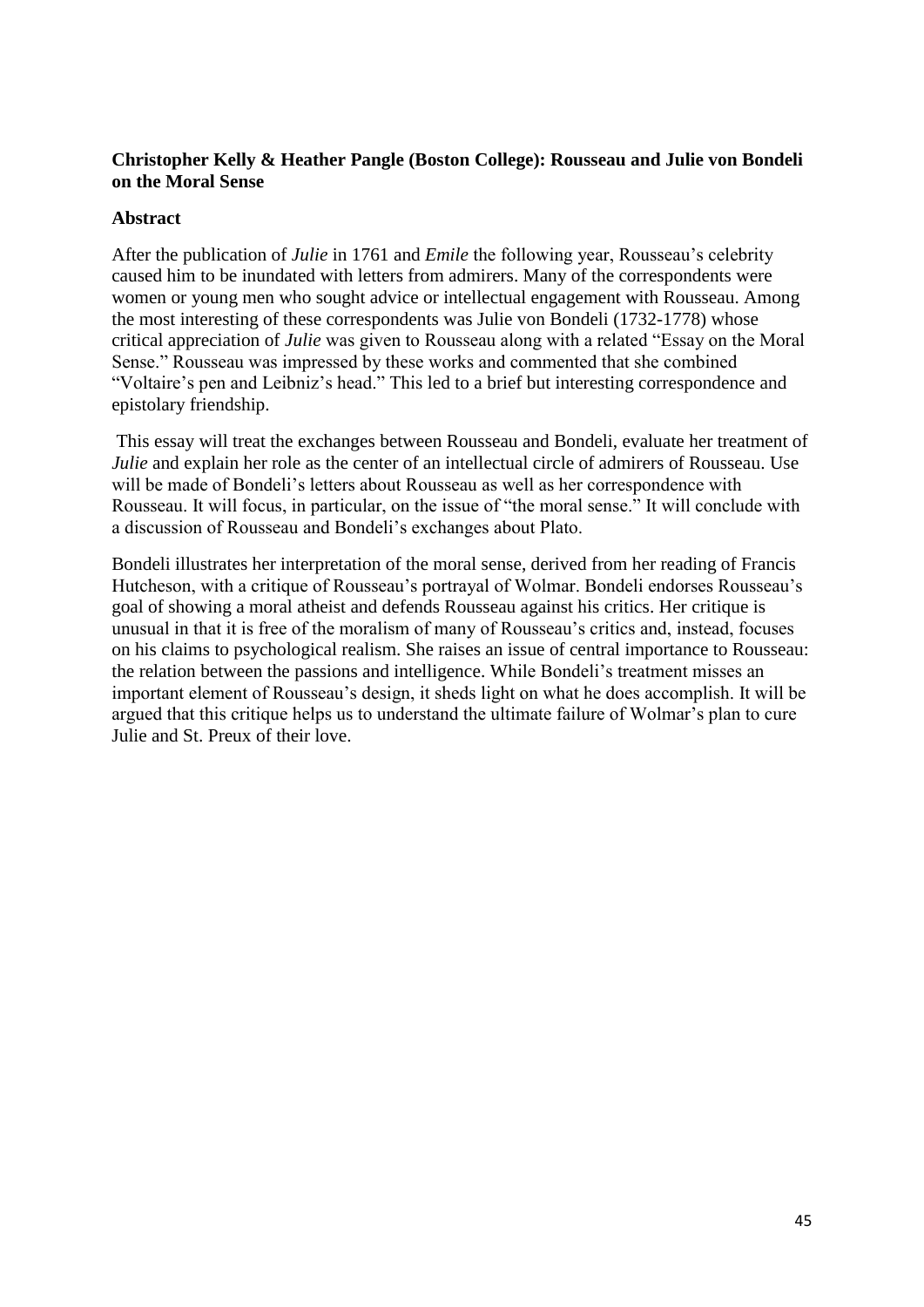**Christopher Kelly & Heather Pangle (Boston College): Rousseau and Julie von Bondeli on the Moral Sense**

**Abstract**

After the publication of *Julie* in 1761 and *Emile* the following year, Rousseau's celebrity caused him to be inundated with letters from admirers. Many of the correspondents were women or young men who sought advice or intellectual engagement with Rousseau. Among the most interesting of these correspondents was Julie von Bondeli (1732-1778) whose critical appreciation of *Julie* was given to Rousseau along with a related "Essay on the Moral Sense." Rousseau was impressed by these works and commented that she combined "Voltaire's pen and Leibniz's head." This led to a brief but interesting correspondence and epistolary friendship.

This essay will treat the exchanges between Rousseau and Bondeli, evaluate her treatment of *Julie* and explain her role as the center of an intellectual circle of admirers of Rousseau. Use will be made of Bondeli's letters about Rousseau as well as her correspondence with Rousseau. It will focus, in particular, on the issue of "the moral sense." It will conclude with a discussion of Rousseau and Bondeli's exchanges about Plato.

Bondeli illustrates her interpretation of the moral sense, derived from her reading of Francis Hutcheson, with a critique of Rousseau's portrayal of Wolmar. Bondeli endorses Rousseau's goal of showing a moral atheist and defends Rousseau against his critics. Her critique is unusual in that it is free of the moralism of many of Rousseau's critics and, instead, focuses on his claims to psychological realism. She raises an issue of central importance to Rousseau: the relation between the passions and intelligence. While Bondeli's treatment misses an important element of Rousseau's design, it sheds light on what he does accomplish. It will be argued that this critique helps us to understand the ultimate failure of Wolmar's plan to cure Julie and St. Preux of their love.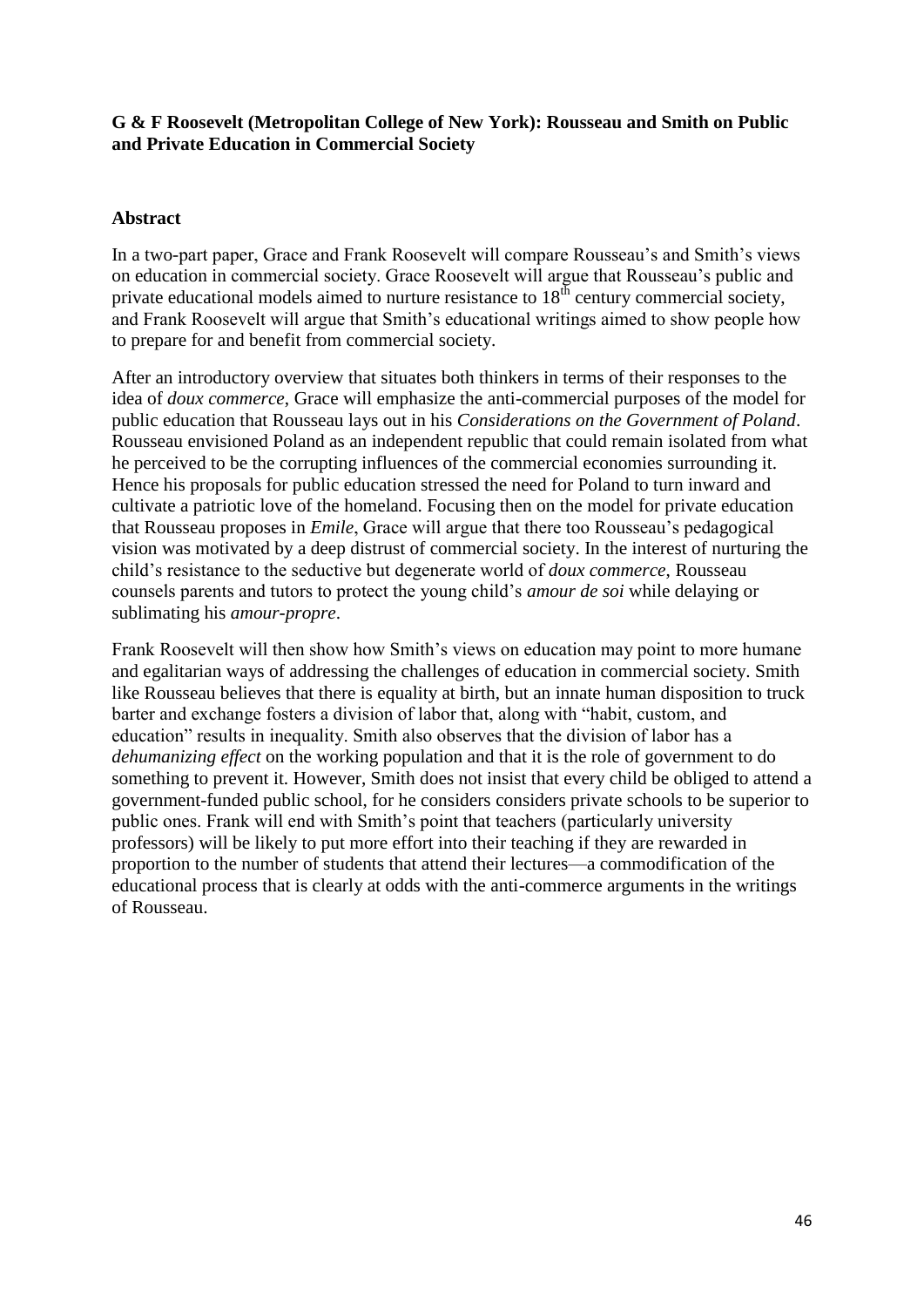**G & F Roosevelt (Metropolitan College of New York): Rousseau and Smith on Public and Private Education in Commercial Society**

## Abstract

In a two-part paper, Grace and Frank Roosevelt will compare Rousseau's and Smith's views on education in commercial society. Grace Roosevelt will argue that Rousseau's public and private educational models aimed to nurture resistance to 18th century commercial society, and Frank Roosevelt will argue that Smith's educational writings aimed to show people how to prepare for and benefit from commercial society.

After an introductory overview that situates both thinkers in terms of their responses to the idea of *doux commerce*, Grace will emphasize the anti-commercial purposes of the model for public education that Rousseau lays out in his *Considerations on the Government of Poland*. Rousseau envisioned Poland as an independent republic that could remain isolated from what he perceived to be the corrupting influences of the commercial economies surrounding it. Hence his proposals for public education stressed the need for Poland to turn inward and cultivate a patriotic love of the homeland. Focusing then on the model for private education that Rousseau proposes in *Emile*, Grace will argue that there too Rousseau's pedagogical vision was motivated by a deep distrust of commercial society. In the interest of nurturing the child's resistance to the seductive but degenerate world of *doux commerce*, Rousseau counsels parents and tutors to protect the young child's *amour de soi* while delaying or sublimating his *amour-propre*.

Frank Roosevelt will then show how Smith's views on education may point to more humane and egalitarian ways of addressing the challenges of education in commercial society. Smith like Rousseau believes that there is equality at birth, but an innate human disposition to truck barter and exchange fosters a division of labor that, along with "habit, custom, and education" results in inequality. Smith also observes that the division of labor has a *dehumanizing effect* on the working population and that it is the role of government to do something to prevent it. However, Smith does not insist that every child be obliged to attend a government-funded public school, for he considers considers private schools to be superior to public ones. Frank will end with Smith's point that teachers (particularly university professors) will be likely to put more effort into their teaching if they are rewarded in proportion to the number of students that attend their lectures—a commodification of the educational process that is clearly at odds with the anti-commerce arguments in the writings of Rousseau.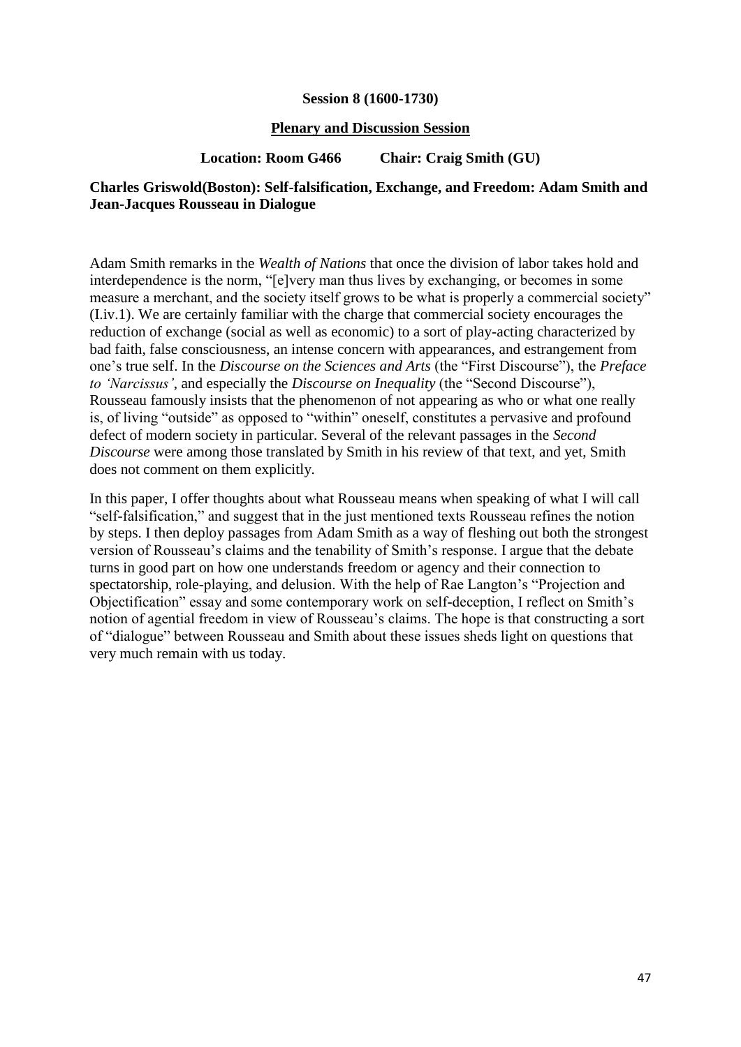**Session 8 (1600-1730)**

**Plenary and Discussion Session**

**Location: Room G466 Chair: Craig Smith (GU)**

**Charles Griswold(Boston): Self-falsification, Exchange, and Freedom: Adam Smith and Jean-Jacques Rousseau in Dialogue**

Adam Smith remarks in the *Wealth of Nations* that once the division of labor takes hold and interdependence is the norm, "[e]very man thus lives by exchanging, or becomes in some measure a merchant, and the society itself grows to be what is properly a commercial society" (I.iv.1). We are certainly familiar with the charge that commercial society encourages the reduction of exchange (social as well as economic) to a sort of play-acting characterized by bad faith, false consciousness, an intense concern with appearances, and estrangement from one's true self. In the *Discourse on the Sciences and Arts* (the "First Discourse"), the *Preface to 'Narcissus'*, and especially the *Discourse on Inequality* (the "Second Discourse"), Rousseau famously insists that the phenomenon of not appearing as who or what one really is, of living "outside" as opposed to "within" oneself, constitutes a pervasive and profound defect of modern society in particular. Several of the relevant passages in the *Second Discourse* were among those translated by Smith in his review of that text, and yet, Smith does not comment on them explicitly.

In this paper, I offer thoughts about what Rousseau means when speaking of what I will call "self-falsification," and suggest that in the just mentioned texts Rousseau refines the notion by steps. I then deploy passages from Adam Smith as a way of fleshing out both the strongest version of Rousseau's claims and the tenability of Smith's response. I argue that the debate turns in good part on how one understands freedom or agency and their connection to spectatorship, role-playing, and delusion. With the help of Rae Langton's "Projection and Objectification" essay and some contemporary work on self-deception, I reflect on Smith's notion of agential freedom in view of Rousseau's claims. The hope is that constructing a sort of "dialogue" between Rousseau and Smith about these issues sheds light on questions that very much remain with us today.